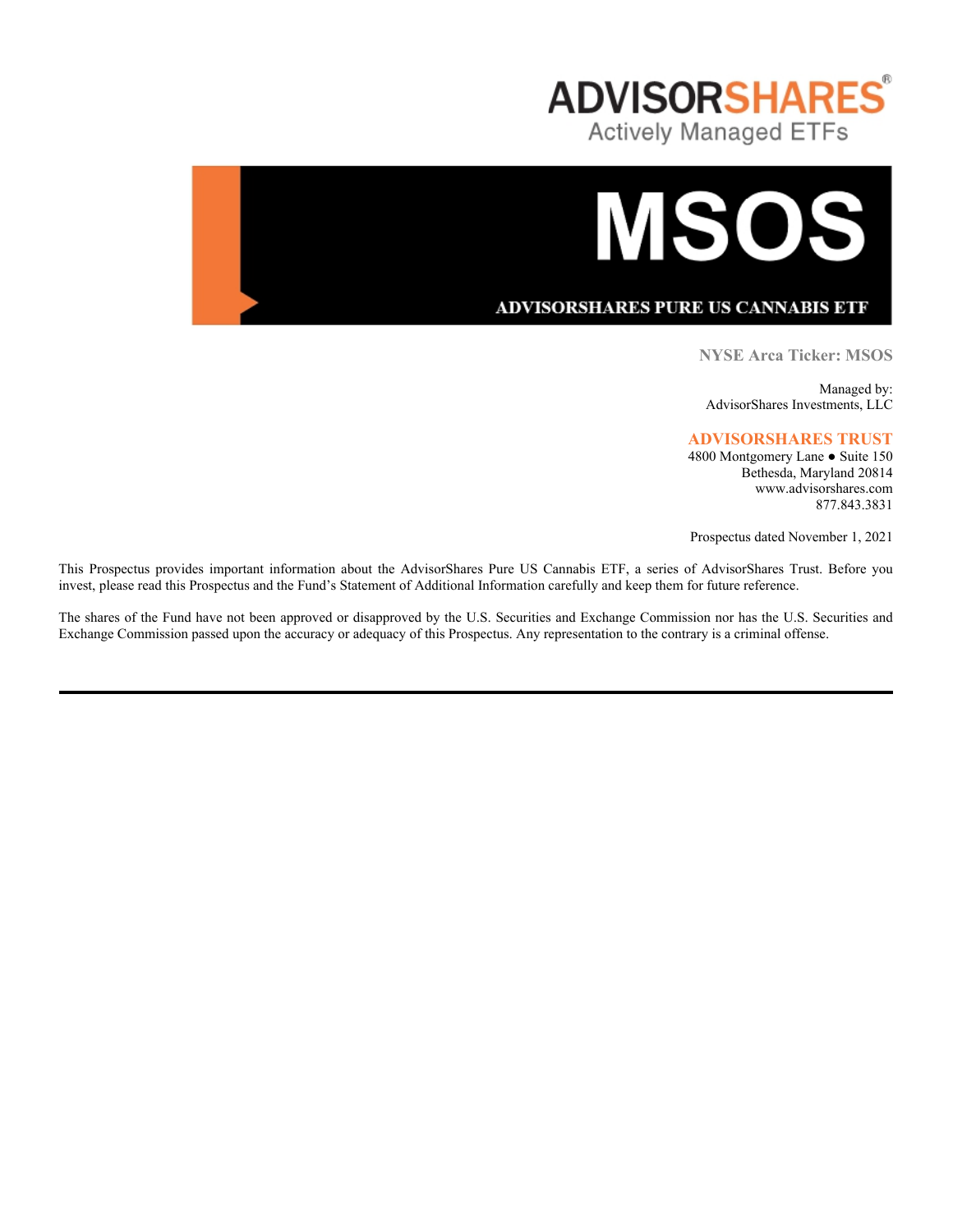# ADVISORSHARES®

Actively Managed ETFs

# MSOS

## ADVISORSHARES PURE US CANNABIS ETF

**NYSE Arca Ticker: MSOS**

Managed by:
AdvisorShares Investments, LLC

**ADVISORSHARES TRUST**
4800 Montgomery Lane ● Suite 150
Bethesda, Maryland 20814
www.advisorshares.com
877.843.3831

Prospectus dated November 1, 2021

This Prospectus provides important information about the AdvisorShares Pure US Cannabis ETF, a series of AdvisorShares Trust. Before you invest, please read this Prospectus and the Fund's Statement of Additional Information carefully and keep them for future reference.

The shares of the Fund have not been approved or disapproved by the U.S. Securities and Exchange Commission nor has the U.S. Securities and Exchange Commission passed upon the accuracy or adequacy of this Prospectus. Any representation to the contrary is a criminal offense.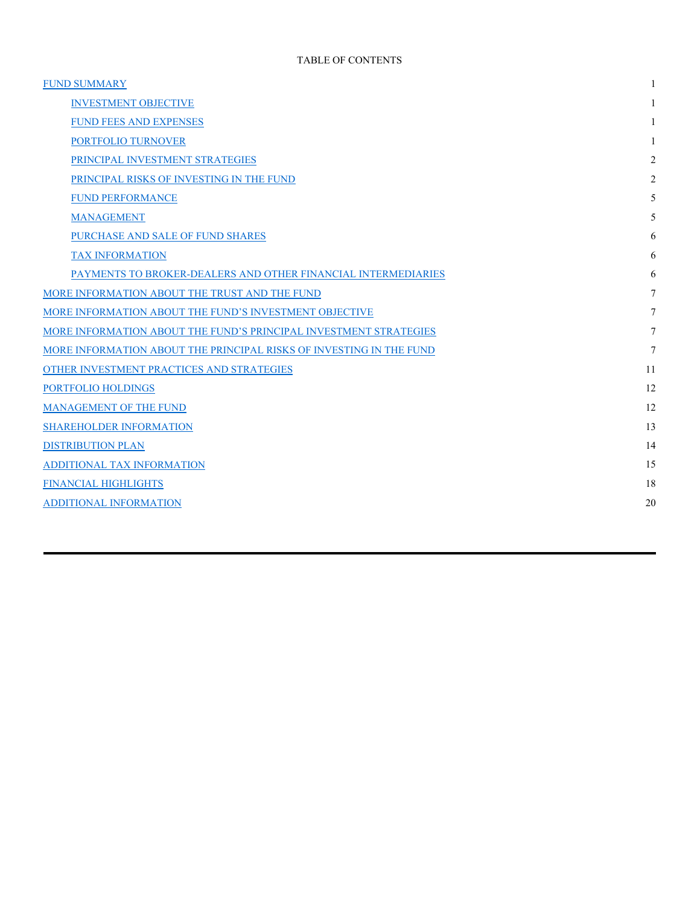# TABLE OF CONTENTS

| | |
|---|---|
| FUND SUMMARY | 1 |
| INVESTMENT OBJECTIVE | 1 |
| FUND FEES AND EXPENSES | 1 |
| PORTFOLIO TURNOVER | 1 |
| PRINCIPAL INVESTMENT STRATEGIES | 2 |
| PRINCIPAL RISKS OF INVESTING IN THE FUND | 2 |
| FUND PERFORMANCE | 5 |
| MANAGEMENT | 5 |
| PURCHASE AND SALE OF FUND SHARES | 6 |
| TAX INFORMATION | 6 |
| PAYMENTS TO BROKER-DEALERS AND OTHER FINANCIAL INTERMEDIARIES | 6 |
| MORE INFORMATION ABOUT THE TRUST AND THE FUND | 7 |
| MORE INFORMATION ABOUT THE FUND'S INVESTMENT OBJECTIVE | 7 |
| MORE INFORMATION ABOUT THE FUND'S PRINCIPAL INVESTMENT STRATEGIES | 7 |
| MORE INFORMATION ABOUT THE PRINCIPAL RISKS OF INVESTING IN THE FUND | 7 |
| OTHER INVESTMENT PRACTICES AND STRATEGIES | 11 |
| PORTFOLIO HOLDINGS | 12 |
| MANAGEMENT OF THE FUND | 12 |
| SHAREHOLDER INFORMATION | 13 |
| DISTRIBUTION PLAN | 14 |
| ADDITIONAL TAX INFORMATION | 15 |
| FINANCIAL HIGHLIGHTS | 18 |
| ADDITIONAL INFORMATION | 20 |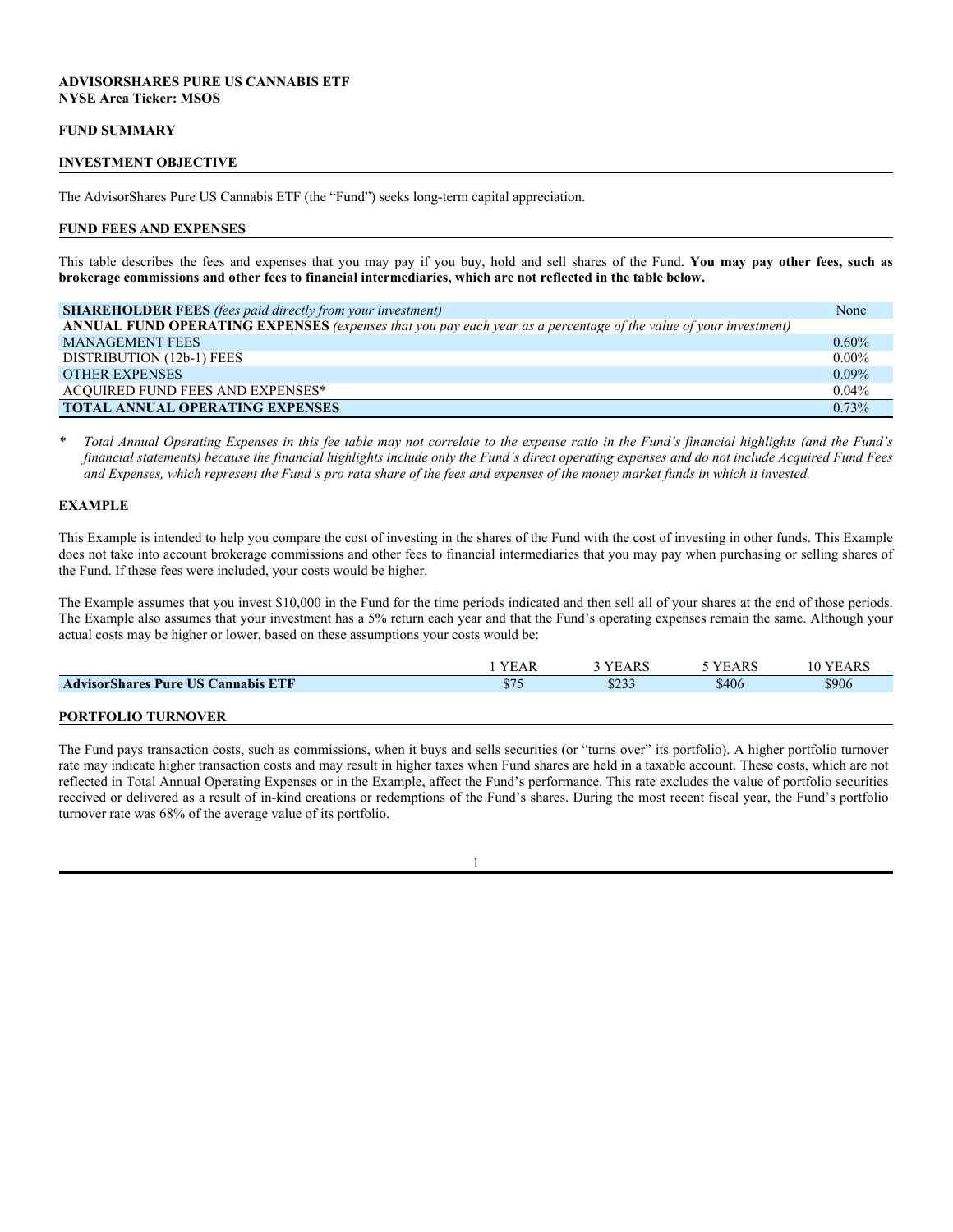**ADVISORSHARES PURE US CANNABIS ETF**
**NYSE Arca Ticker: MSOS**

## FUND SUMMARY

## INVESTMENT OBJECTIVE

The AdvisorShares Pure US Cannabis ETF (the "Fund") seeks long-term capital appreciation.

## FUND FEES AND EXPENSES

This table describes the fees and expenses that you may pay if you buy, hold and sell shares of the Fund. **You may pay other fees, such as brokerage commissions and other fees to financial intermediaries, which are not reflected in the table below.**

| | |
|---|---|
| **SHAREHOLDER FEES** *(fees paid directly from your investment)* | None |
| **ANNUAL FUND OPERATING EXPENSES** *(expenses that you pay each year as a percentage of the value of your investment)* | |
| MANAGEMENT FEES | 0.60% |
| DISTRIBUTION (12b-1) FEES | 0.00% |
| OTHER EXPENSES | 0.09% |
| ACQUIRED FUND FEES AND EXPENSES* | 0.04% |
| **TOTAL ANNUAL OPERATING EXPENSES** | 0.73% |

\* *Total Annual Operating Expenses in this fee table may not correlate to the expense ratio in the Fund's financial highlights (and the Fund's financial statements) because the financial highlights include only the Fund's direct operating expenses and do not include Acquired Fund Fees and Expenses, which represent the Fund's pro rata share of the fees and expenses of the money market funds in which it invested.*

## EXAMPLE

This Example is intended to help you compare the cost of investing in the shares of the Fund with the cost of investing in other funds. This Example does not take into account brokerage commissions and other fees to financial intermediaries that you may pay when purchasing or selling shares of the Fund. If these fees were included, your costs would be higher.

The Example assumes that you invest $10,000 in the Fund for the time periods indicated and then sell all of your shares at the end of those periods. The Example also assumes that your investment has a 5% return each year and that the Fund's operating expenses remain the same. Although your actual costs may be higher or lower, based on these assumptions your costs would be:

| | 1 YEAR | 3 YEARS | 5 YEARS | 10 YEARS |
|---|---|---|---|---|
| **AdvisorShares Pure US Cannabis ETF** | $75 | $233 | $406 | $906 |

## PORTFOLIO TURNOVER

The Fund pays transaction costs, such as commissions, when it buys and sells securities (or "turns over" its portfolio). A higher portfolio turnover rate may indicate higher transaction costs and may result in higher taxes when Fund shares are held in a taxable account. These costs, which are not reflected in Total Annual Operating Expenses or in the Example, affect the Fund's performance. This rate excludes the value of portfolio securities received or delivered as a result of in-kind creations or redemptions of the Fund's shares. During the most recent fiscal year, the Fund's portfolio turnover rate was 68% of the average value of its portfolio.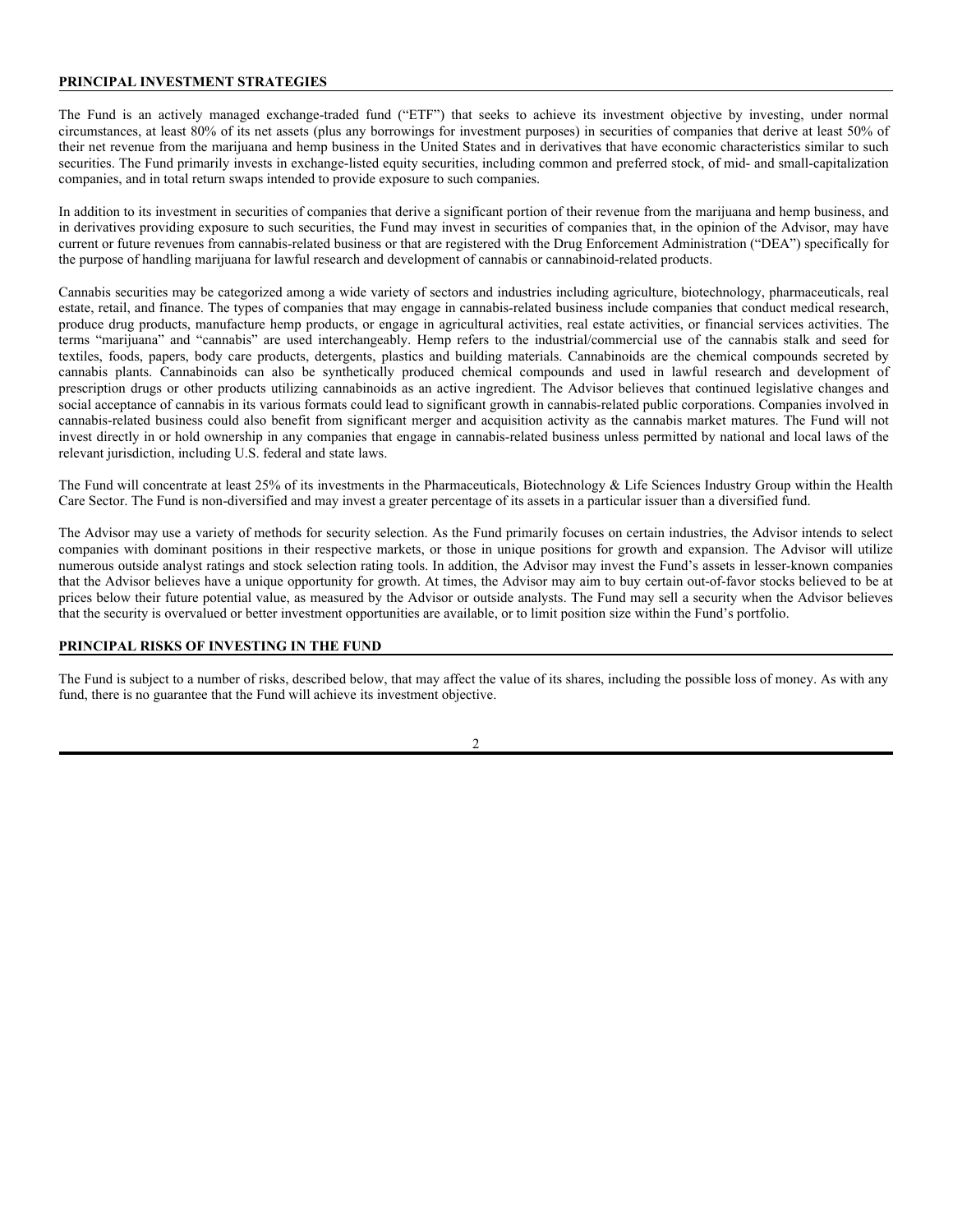## PRINCIPAL INVESTMENT STRATEGIES

The Fund is an actively managed exchange-traded fund ("ETF") that seeks to achieve its investment objective by investing, under normal circumstances, at least 80% of its net assets (plus any borrowings for investment purposes) in securities of companies that derive at least 50% of their net revenue from the marijuana and hemp business in the United States and in derivatives that have economic characteristics similar to such securities. The Fund primarily invests in exchange-listed equity securities, including common and preferred stock, of mid- and small-capitalization companies, and in total return swaps intended to provide exposure to such companies.

In addition to its investment in securities of companies that derive a significant portion of their revenue from the marijuana and hemp business, and in derivatives providing exposure to such securities, the Fund may invest in securities of companies that, in the opinion of the Advisor, may have current or future revenues from cannabis-related business or that are registered with the Drug Enforcement Administration ("DEA") specifically for the purpose of handling marijuana for lawful research and development of cannabis or cannabinoid-related products.

Cannabis securities may be categorized among a wide variety of sectors and industries including agriculture, biotechnology, pharmaceuticals, real estate, retail, and finance. The types of companies that may engage in cannabis-related business include companies that conduct medical research, produce drug products, manufacture hemp products, or engage in agricultural activities, real estate activities, or financial services activities. The terms "marijuana" and "cannabis" are used interchangeably. Hemp refers to the industrial/commercial use of the cannabis stalk and seed for textiles, foods, papers, body care products, detergents, plastics and building materials. Cannabinoids are the chemical compounds secreted by cannabis plants. Cannabinoids can also be synthetically produced chemical compounds and used in lawful research and development of prescription drugs or other products utilizing cannabinoids as an active ingredient. The Advisor believes that continued legislative changes and social acceptance of cannabis in its various formats could lead to significant growth in cannabis-related public corporations. Companies involved in cannabis-related business could also benefit from significant merger and acquisition activity as the cannabis market matures. The Fund will not invest directly in or hold ownership in any companies that engage in cannabis-related business unless permitted by national and local laws of the relevant jurisdiction, including U.S. federal and state laws.

The Fund will concentrate at least 25% of its investments in the Pharmaceuticals, Biotechnology & Life Sciences Industry Group within the Health Care Sector. The Fund is non-diversified and may invest a greater percentage of its assets in a particular issuer than a diversified fund.

The Advisor may use a variety of methods for security selection. As the Fund primarily focuses on certain industries, the Advisor intends to select companies with dominant positions in their respective markets, or those in unique positions for growth and expansion. The Advisor will utilize numerous outside analyst ratings and stock selection rating tools. In addition, the Advisor may invest the Fund's assets in lesser-known companies that the Advisor believes have a unique opportunity for growth. At times, the Advisor may aim to buy certain out-of-favor stocks believed to be at prices below their future potential value, as measured by the Advisor or outside analysts. The Fund may sell a security when the Advisor believes that the security is overvalued or better investment opportunities are available, or to limit position size within the Fund's portfolio.

## PRINCIPAL RISKS OF INVESTING IN THE FUND

The Fund is subject to a number of risks, described below, that may affect the value of its shares, including the possible loss of money. As with any fund, there is no guarantee that the Fund will achieve its investment objective.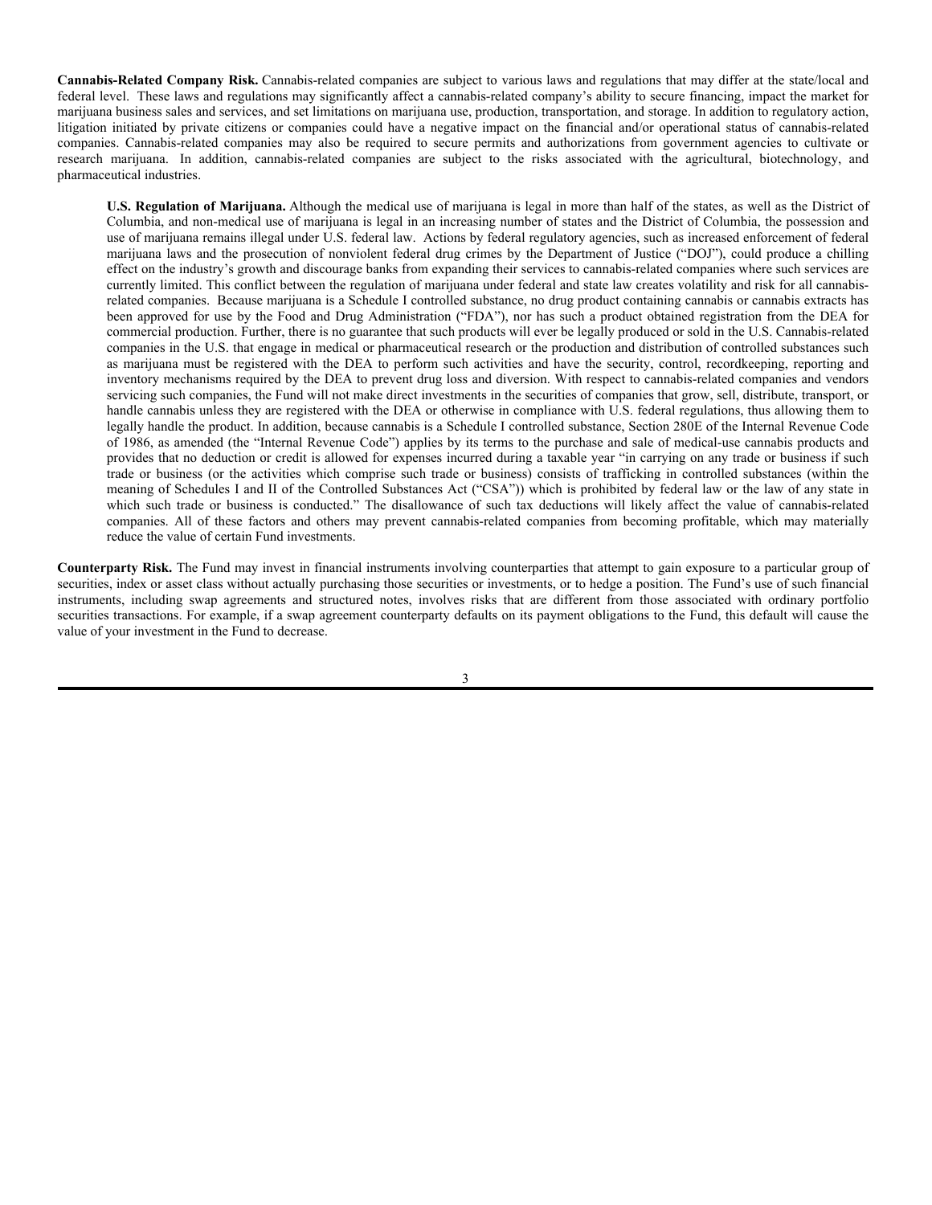**Cannabis-Related Company Risk.** Cannabis-related companies are subject to various laws and regulations that may differ at the state/local and federal level. These laws and regulations may significantly affect a cannabis-related company's ability to secure financing, impact the market for marijuana business sales and services, and set limitations on marijuana use, production, transportation, and storage. In addition to regulatory action, litigation initiated by private citizens or companies could have a negative impact on the financial and/or operational status of cannabis-related companies. Cannabis-related companies may also be required to secure permits and authorizations from government agencies to cultivate or research marijuana. In addition, cannabis-related companies are subject to the risks associated with the agricultural, biotechnology, and pharmaceutical industries.

**U.S. Regulation of Marijuana.** Although the medical use of marijuana is legal in more than half of the states, as well as the District of Columbia, and non-medical use of marijuana is legal in an increasing number of states and the District of Columbia, the possession and use of marijuana remains illegal under U.S. federal law. Actions by federal regulatory agencies, such as increased enforcement of federal marijuana laws and the prosecution of nonviolent federal drug crimes by the Department of Justice ("DOJ"), could produce a chilling effect on the industry's growth and discourage banks from expanding their services to cannabis-related companies where such services are currently limited. This conflict between the regulation of marijuana under federal and state law creates volatility and risk for all cannabis-related companies. Because marijuana is a Schedule I controlled substance, no drug product containing cannabis or cannabis extracts has been approved for use by the Food and Drug Administration ("FDA"), nor has such a product obtained registration from the DEA for commercial production. Further, there is no guarantee that such products will ever be legally produced or sold in the U.S. Cannabis-related companies in the U.S. that engage in medical or pharmaceutical research or the production and distribution of controlled substances such as marijuana must be registered with the DEA to perform such activities and have the security, control, recordkeeping, reporting and inventory mechanisms required by the DEA to prevent drug loss and diversion. With respect to cannabis-related companies and vendors servicing such companies, the Fund will not make direct investments in the securities of companies that grow, sell, distribute, transport, or handle cannabis unless they are registered with the DEA or otherwise in compliance with U.S. federal regulations, thus allowing them to legally handle the product. In addition, because cannabis is a Schedule I controlled substance, Section 280E of the Internal Revenue Code of 1986, as amended (the "Internal Revenue Code") applies by its terms to the purchase and sale of medical-use cannabis products and provides that no deduction or credit is allowed for expenses incurred during a taxable year "in carrying on any trade or business if such trade or business (or the activities which comprise such trade or business) consists of trafficking in controlled substances (within the meaning of Schedules I and II of the Controlled Substances Act ("CSA")) which is prohibited by federal law or the law of any state in which such trade or business is conducted." The disallowance of such tax deductions will likely affect the value of cannabis-related companies. All of these factors and others may prevent cannabis-related companies from becoming profitable, which may materially reduce the value of certain Fund investments.

**Counterparty Risk.** The Fund may invest in financial instruments involving counterparties that attempt to gain exposure to a particular group of securities, index or asset class without actually purchasing those securities or investments, or to hedge a position. The Fund's use of such financial instruments, including swap agreements and structured notes, involves risks that are different from those associated with ordinary portfolio securities transactions. For example, if a swap agreement counterparty defaults on its payment obligations to the Fund, this default will cause the value of your investment in the Fund to decrease.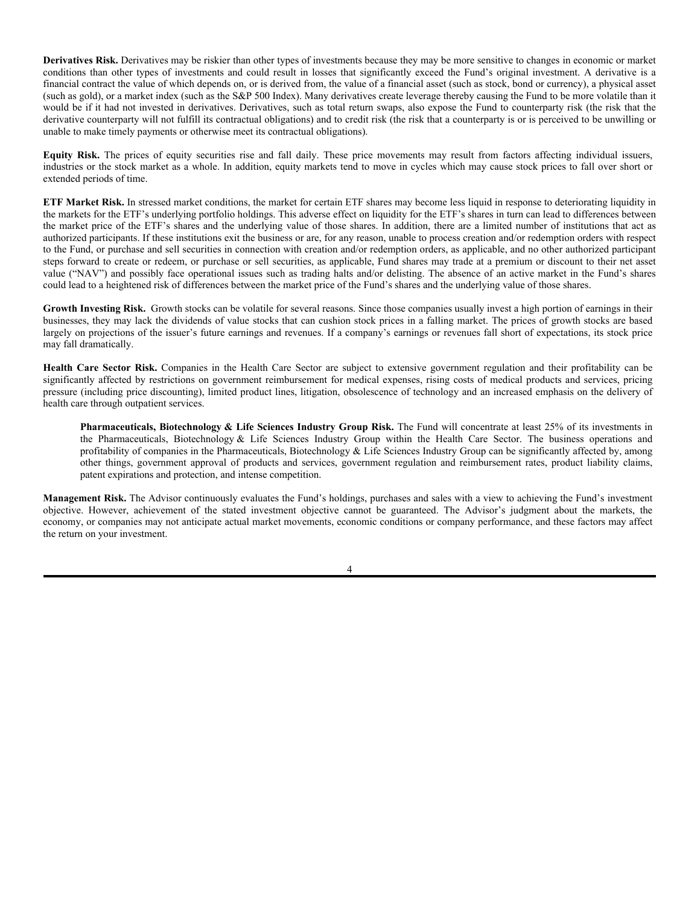**Derivatives Risk.** Derivatives may be riskier than other types of investments because they may be more sensitive to changes in economic or market conditions than other types of investments and could result in losses that significantly exceed the Fund's original investment. A derivative is a financial contract the value of which depends on, or is derived from, the value of a financial asset (such as stock, bond or currency), a physical asset (such as gold), or a market index (such as the S&P 500 Index). Many derivatives create leverage thereby causing the Fund to be more volatile than it would be if it had not invested in derivatives. Derivatives, such as total return swaps, also expose the Fund to counterparty risk (the risk that the derivative counterparty will not fulfill its contractual obligations) and to credit risk (the risk that a counterparty is or is perceived to be unwilling or unable to make timely payments or otherwise meet its contractual obligations).

**Equity Risk.** The prices of equity securities rise and fall daily. These price movements may result from factors affecting individual issuers, industries or the stock market as a whole. In addition, equity markets tend to move in cycles which may cause stock prices to fall over short or extended periods of time.

**ETF Market Risk.** In stressed market conditions, the market for certain ETF shares may become less liquid in response to deteriorating liquidity in the markets for the ETF's underlying portfolio holdings. This adverse effect on liquidity for the ETF's shares in turn can lead to differences between the market price of the ETF's shares and the underlying value of those shares. In addition, there are a limited number of institutions that act as authorized participants. If these institutions exit the business or are, for any reason, unable to process creation and/or redemption orders with respect to the Fund, or purchase and sell securities in connection with creation and/or redemption orders, as applicable, and no other authorized participant steps forward to create or redeem, or purchase or sell securities, as applicable, Fund shares may trade at a premium or discount to their net asset value ("NAV") and possibly face operational issues such as trading halts and/or delisting. The absence of an active market in the Fund's shares could lead to a heightened risk of differences between the market price of the Fund's shares and the underlying value of those shares.

**Growth Investing Risk.** Growth stocks can be volatile for several reasons. Since those companies usually invest a high portion of earnings in their businesses, they may lack the dividends of value stocks that can cushion stock prices in a falling market. The prices of growth stocks are based largely on projections of the issuer's future earnings and revenues. If a company's earnings or revenues fall short of expectations, its stock price may fall dramatically.

**Health Care Sector Risk.** Companies in the Health Care Sector are subject to extensive government regulation and their profitability can be significantly affected by restrictions on government reimbursement for medical expenses, rising costs of medical products and services, pricing pressure (including price discounting), limited product lines, litigation, obsolescence of technology and an increased emphasis on the delivery of health care through outpatient services.

> **Pharmaceuticals, Biotechnology & Life Sciences Industry Group Risk.** The Fund will concentrate at least 25% of its investments in the Pharmaceuticals, Biotechnology & Life Sciences Industry Group within the Health Care Sector. The business operations and profitability of companies in the Pharmaceuticals, Biotechnology & Life Sciences Industry Group can be significantly affected by, among other things, government approval of products and services, government regulation and reimbursement rates, product liability claims, patent expirations and protection, and intense competition.

**Management Risk.** The Advisor continuously evaluates the Fund's holdings, purchases and sales with a view to achieving the Fund's investment objective. However, achievement of the stated investment objective cannot be guaranteed. The Advisor's judgment about the markets, the economy, or companies may not anticipate actual market movements, economic conditions or company performance, and these factors may affect the return on your investment.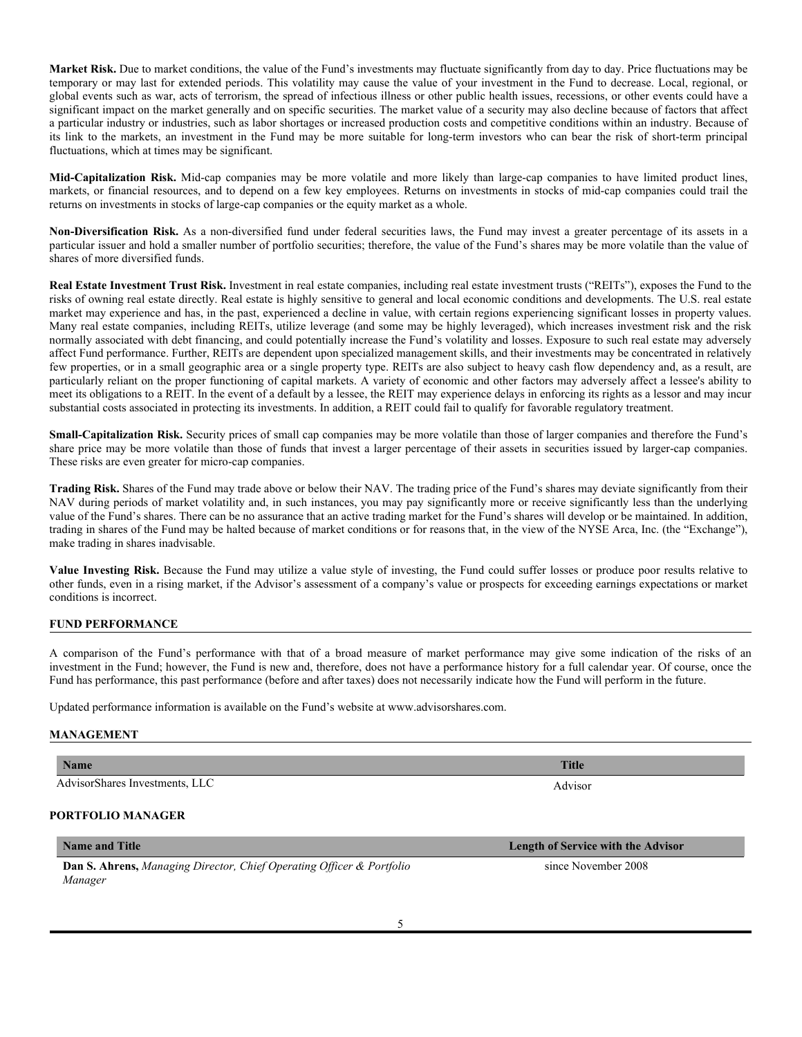**Market Risk.** Due to market conditions, the value of the Fund's investments may fluctuate significantly from day to day. Price fluctuations may be temporary or may last for extended periods. This volatility may cause the value of your investment in the Fund to decrease. Local, regional, or global events such as war, acts of terrorism, the spread of infectious illness or other public health issues, recessions, or other events could have a significant impact on the market generally and on specific securities. The market value of a security may also decline because of factors that affect a particular industry or industries, such as labor shortages or increased production costs and competitive conditions within an industry. Because of its link to the markets, an investment in the Fund may be more suitable for long-term investors who can bear the risk of short-term principal fluctuations, which at times may be significant.

**Mid-Capitalization Risk.** Mid-cap companies may be more volatile and more likely than large-cap companies to have limited product lines, markets, or financial resources, and to depend on a few key employees. Returns on investments in stocks of mid-cap companies could trail the returns on investments in stocks of large-cap companies or the equity market as a whole.

**Non-Diversification Risk.** As a non-diversified fund under federal securities laws, the Fund may invest a greater percentage of its assets in a particular issuer and hold a smaller number of portfolio securities; therefore, the value of the Fund's shares may be more volatile than the value of shares of more diversified funds.

**Real Estate Investment Trust Risk.** Investment in real estate companies, including real estate investment trusts ("REITs"), exposes the Fund to the risks of owning real estate directly. Real estate is highly sensitive to general and local economic conditions and developments. The U.S. real estate market may experience and has, in the past, experienced a decline in value, with certain regions experiencing significant losses in property values. Many real estate companies, including REITs, utilize leverage (and some may be highly leveraged), which increases investment risk and the risk normally associated with debt financing, and could potentially increase the Fund's volatility and losses. Exposure to such real estate may adversely affect Fund performance. Further, REITs are dependent upon specialized management skills, and their investments may be concentrated in relatively few properties, or in a small geographic area or a single property type. REITs are also subject to heavy cash flow dependency and, as a result, are particularly reliant on the proper functioning of capital markets. A variety of economic and other factors may adversely affect a lessee's ability to meet its obligations to a REIT. In the event of a default by a lessee, the REIT may experience delays in enforcing its rights as a lessor and may incur substantial costs associated in protecting its investments. In addition, a REIT could fail to qualify for favorable regulatory treatment.

**Small-Capitalization Risk.** Security prices of small cap companies may be more volatile than those of larger companies and therefore the Fund's share price may be more volatile than those of funds that invest a larger percentage of their assets in securities issued by larger-cap companies. These risks are even greater for micro-cap companies.

**Trading Risk.** Shares of the Fund may trade above or below their NAV. The trading price of the Fund's shares may deviate significantly from their NAV during periods of market volatility and, in such instances, you may pay significantly more or receive significantly less than the underlying value of the Fund's shares. There can be no assurance that an active trading market for the Fund's shares will develop or be maintained. In addition, trading in shares of the Fund may be halted because of market conditions or for reasons that, in the view of the NYSE Arca, Inc. (the "Exchange"), make trading in shares inadvisable.

**Value Investing Risk.** Because the Fund may utilize a value style of investing, the Fund could suffer losses or produce poor results relative to other funds, even in a rising market, if the Advisor's assessment of a company's value or prospects for exceeding earnings expectations or market conditions is incorrect.

## FUND PERFORMANCE

A comparison of the Fund's performance with that of a broad measure of market performance may give some indication of the risks of an investment in the Fund; however, the Fund is new and, therefore, does not have a performance history for a full calendar year. Of course, once the Fund has performance, this past performance (before and after taxes) does not necessarily indicate how the Fund will perform in the future.

Updated performance information is available on the Fund's website at www.advisorshares.com.

## MANAGEMENT

| Name | Title |
|---|---|
| AdvisorShares Investments, LLC | Advisor |

## PORTFOLIO MANAGER

| Name and Title | Length of Service with the Advisor |
|---|---|
| **Dan S. Ahrens,** *Managing Director, Chief Operating Officer & Portfolio Manager* | since November 2008 |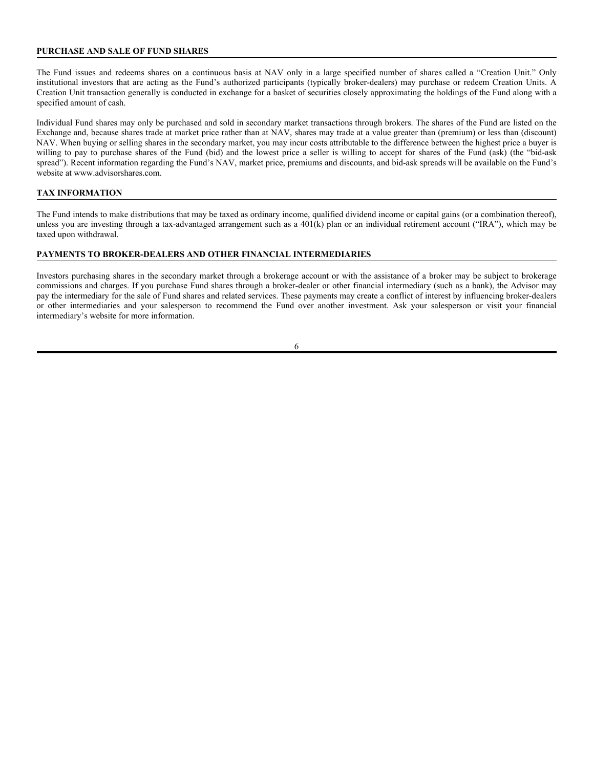## PURCHASE AND SALE OF FUND SHARES

The Fund issues and redeems shares on a continuous basis at NAV only in a large specified number of shares called a "Creation Unit." Only institutional investors that are acting as the Fund's authorized participants (typically broker-dealers) may purchase or redeem Creation Units. A Creation Unit transaction generally is conducted in exchange for a basket of securities closely approximating the holdings of the Fund along with a specified amount of cash.

Individual Fund shares may only be purchased and sold in secondary market transactions through brokers. The shares of the Fund are listed on the Exchange and, because shares trade at market price rather than at NAV, shares may trade at a value greater than (premium) or less than (discount) NAV. When buying or selling shares in the secondary market, you may incur costs attributable to the difference between the highest price a buyer is willing to pay to purchase shares of the Fund (bid) and the lowest price a seller is willing to accept for shares of the Fund (ask) (the "bid-ask spread"). Recent information regarding the Fund's NAV, market price, premiums and discounts, and bid-ask spreads will be available on the Fund's website at www.advisorshares.com.

## TAX INFORMATION

The Fund intends to make distributions that may be taxed as ordinary income, qualified dividend income or capital gains (or a combination thereof), unless you are investing through a tax-advantaged arrangement such as a 401(k) plan or an individual retirement account ("IRA"), which may be taxed upon withdrawal.

## PAYMENTS TO BROKER-DEALERS AND OTHER FINANCIAL INTERMEDIARIES

Investors purchasing shares in the secondary market through a brokerage account or with the assistance of a broker may be subject to brokerage commissions and charges. If you purchase Fund shares through a broker-dealer or other financial intermediary (such as a bank), the Advisor may pay the intermediary for the sale of Fund shares and related services. These payments may create a conflict of interest by influencing broker-dealers or other intermediaries and your salesperson to recommend the Fund over another investment. Ask your salesperson or visit your financial intermediary's website for more information.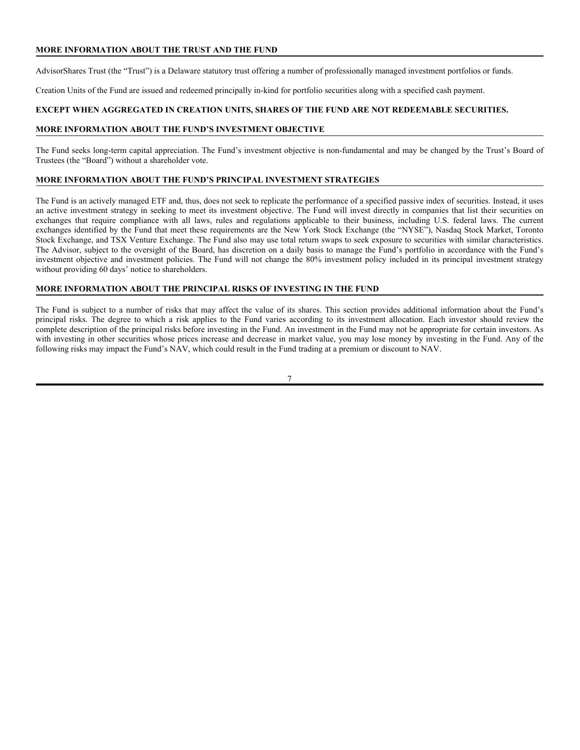## MORE INFORMATION ABOUT THE TRUST AND THE FUND

AdvisorShares Trust (the "Trust") is a Delaware statutory trust offering a number of professionally managed investment portfolios or funds.

Creation Units of the Fund are issued and redeemed principally in-kind for portfolio securities along with a specified cash payment.

**EXCEPT WHEN AGGREGATED IN CREATION UNITS, SHARES OF THE FUND ARE NOT REDEEMABLE SECURITIES.**

## MORE INFORMATION ABOUT THE FUND'S INVESTMENT OBJECTIVE

The Fund seeks long-term capital appreciation. The Fund's investment objective is non-fundamental and may be changed by the Trust's Board of Trustees (the "Board") without a shareholder vote.

## MORE INFORMATION ABOUT THE FUND'S PRINCIPAL INVESTMENT STRATEGIES

The Fund is an actively managed ETF and, thus, does not seek to replicate the performance of a specified passive index of securities. Instead, it uses an active investment strategy in seeking to meet its investment objective. The Fund will invest directly in companies that list their securities on exchanges that require compliance with all laws, rules and regulations applicable to their business, including U.S. federal laws. The current exchanges identified by the Fund that meet these requirements are the New York Stock Exchange (the "NYSE"), Nasdaq Stock Market, Toronto Stock Exchange, and TSX Venture Exchange. The Fund also may use total return swaps to seek exposure to securities with similar characteristics. The Advisor, subject to the oversight of the Board, has discretion on a daily basis to manage the Fund's portfolio in accordance with the Fund's investment objective and investment policies. The Fund will not change the 80% investment policy included in its principal investment strategy without providing 60 days' notice to shareholders.

## MORE INFORMATION ABOUT THE PRINCIPAL RISKS OF INVESTING IN THE FUND

The Fund is subject to a number of risks that may affect the value of its shares. This section provides additional information about the Fund's principal risks. The degree to which a risk applies to the Fund varies according to its investment allocation. Each investor should review the complete description of the principal risks before investing in the Fund. An investment in the Fund may not be appropriate for certain investors. As with investing in other securities whose prices increase and decrease in market value, you may lose money by investing in the Fund. Any of the following risks may impact the Fund's NAV, which could result in the Fund trading at a premium or discount to NAV.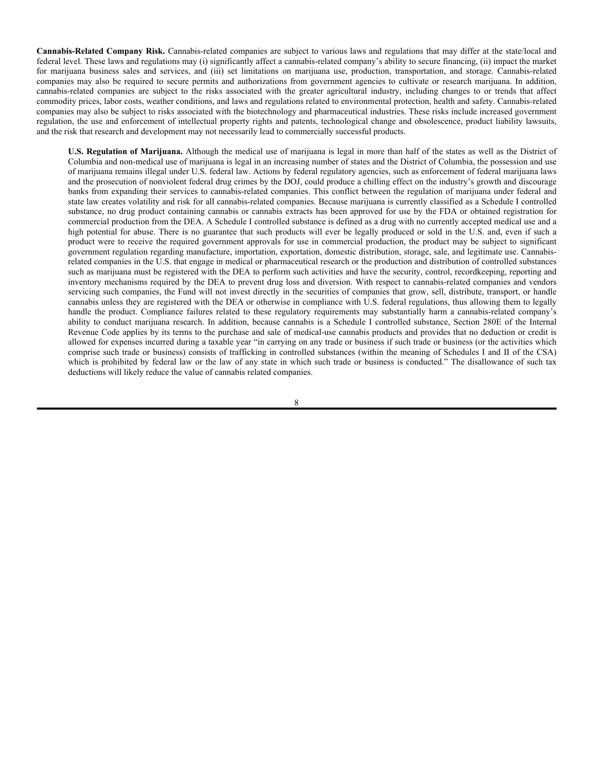**Cannabis-Related Company Risk.** Cannabis-related companies are subject to various laws and regulations that may differ at the state/local and federal level. These laws and regulations may (i) significantly affect a cannabis-related company's ability to secure financing, (ii) impact the market for marijuana business sales and services, and (iii) set limitations on marijuana use, production, transportation, and storage. Cannabis-related companies may also be required to secure permits and authorizations from government agencies to cultivate or research marijuana. In addition, cannabis-related companies are subject to the risks associated with the greater agricultural industry, including changes to or trends that affect commodity prices, labor costs, weather conditions, and laws and regulations related to environmental protection, health and safety. Cannabis-related companies may also be subject to risks associated with the biotechnology and pharmaceutical industries. These risks include increased government regulation, the use and enforcement of intellectual property rights and patents, technological change and obsolescence, product liability lawsuits, and the risk that research and development may not necessarily lead to commercially successful products.

**U.S. Regulation of Marijuana.** Although the medical use of marijuana is legal in more than half of the states as well as the District of Columbia and non-medical use of marijuana is legal in an increasing number of states and the District of Columbia, the possession and use of marijuana remains illegal under U.S. federal law. Actions by federal regulatory agencies, such as enforcement of federal marijuana laws and the prosecution of nonviolent federal drug crimes by the DOJ, could produce a chilling effect on the industry's growth and discourage banks from expanding their services to cannabis-related companies. This conflict between the regulation of marijuana under federal and state law creates volatility and risk for all cannabis-related companies. Because marijuana is currently classified as a Schedule I controlled substance, no drug product containing cannabis or cannabis extracts has been approved for use by the FDA or obtained registration for commercial production from the DEA. A Schedule I controlled substance is defined as a drug with no currently accepted medical use and a high potential for abuse. There is no guarantee that such products will ever be legally produced or sold in the U.S. and, even if such a product were to receive the required government approvals for use in commercial production, the product may be subject to significant government regulation regarding manufacture, importation, exportation, domestic distribution, storage, sale, and legitimate use. Cannabis-related companies in the U.S. that engage in medical or pharmaceutical research or the production and distribution of controlled substances such as marijuana must be registered with the DEA to perform such activities and have the security, control, recordkeeping, reporting and inventory mechanisms required by the DEA to prevent drug loss and diversion. With respect to cannabis-related companies and vendors servicing such companies, the Fund will not invest directly in the securities of companies that grow, sell, distribute, transport, or handle cannabis unless they are registered with the DEA or otherwise in compliance with U.S. federal regulations, thus allowing them to legally handle the product. Compliance failures related to these regulatory requirements may substantially harm a cannabis-related company's ability to conduct marijuana research. In addition, because cannabis is a Schedule I controlled substance, Section 280E of the Internal Revenue Code applies by its terms to the purchase and sale of medical-use cannabis products and provides that no deduction or credit is allowed for expenses incurred during a taxable year "in carrying on any trade or business if such trade or business (or the activities which comprise such trade or business) consists of trafficking in controlled substances (within the meaning of Schedules I and II of the CSA) which is prohibited by federal law or the law of any state in which such trade or business is conducted." The disallowance of such tax deductions will likely reduce the value of cannabis related companies.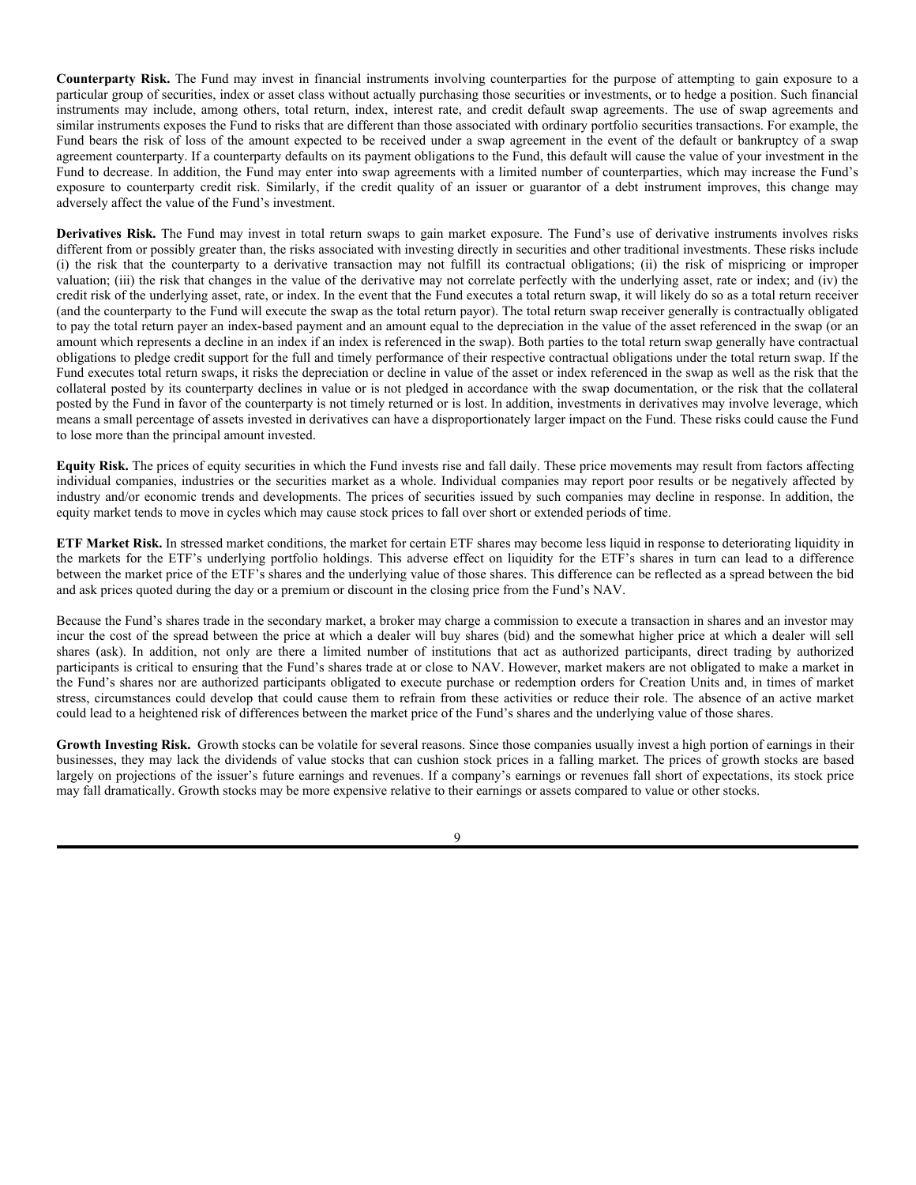**Counterparty Risk.** The Fund may invest in financial instruments involving counterparties for the purpose of attempting to gain exposure to a particular group of securities, index or asset class without actually purchasing those securities or investments, or to hedge a position. Such financial instruments may include, among others, total return, index, interest rate, and credit default swap agreements. The use of swap agreements and similar instruments exposes the Fund to risks that are different than those associated with ordinary portfolio securities transactions. For example, the Fund bears the risk of loss of the amount expected to be received under a swap agreement in the event of the default or bankruptcy of a swap agreement counterparty. If a counterparty defaults on its payment obligations to the Fund, this default will cause the value of your investment in the Fund to decrease. In addition, the Fund may enter into swap agreements with a limited number of counterparties, which may increase the Fund's exposure to counterparty credit risk. Similarly, if the credit quality of an issuer or guarantor of a debt instrument improves, this change may adversely affect the value of the Fund's investment.

**Derivatives Risk.** The Fund may invest in total return swaps to gain market exposure. The Fund's use of derivative instruments involves risks different from or possibly greater than, the risks associated with investing directly in securities and other traditional investments. These risks include (i) the risk that the counterparty to a derivative transaction may not fulfill its contractual obligations; (ii) the risk of mispricing or improper valuation; (iii) the risk that changes in the value of the derivative may not correlate perfectly with the underlying asset, rate or index; and (iv) the credit risk of the underlying asset, rate, or index. In the event that the Fund executes a total return swap, it will likely do so as a total return receiver (and the counterparty to the Fund will execute the swap as the total return payor). The total return swap receiver generally is contractually obligated to pay the total return payer an index-based payment and an amount equal to the depreciation in the value of the asset referenced in the swap (or an amount which represents a decline in an index if an index is referenced in the swap). Both parties to the total return swap generally have contractual obligations to pledge credit support for the full and timely performance of their respective contractual obligations under the total return swap. If the Fund executes total return swaps, it risks the depreciation or decline in value of the asset or index referenced in the swap as well as the risk that the collateral posted by its counterparty declines in value or is not pledged in accordance with the swap documentation, or the risk that the collateral posted by the Fund in favor of the counterparty is not timely returned or is lost. In addition, investments in derivatives may involve leverage, which means a small percentage of assets invested in derivatives can have a disproportionately larger impact on the Fund. These risks could cause the Fund to lose more than the principal amount invested.

**Equity Risk.** The prices of equity securities in which the Fund invests rise and fall daily. These price movements may result from factors affecting individual companies, industries or the securities market as a whole. Individual companies may report poor results or be negatively affected by industry and/or economic trends and developments. The prices of securities issued by such companies may decline in response. In addition, the equity market tends to move in cycles which may cause stock prices to fall over short or extended periods of time.

**ETF Market Risk.** In stressed market conditions, the market for certain ETF shares may become less liquid in response to deteriorating liquidity in the markets for the ETF's underlying portfolio holdings. This adverse effect on liquidity for the ETF's shares in turn can lead to a difference between the market price of the ETF's shares and the underlying value of those shares. This difference can be reflected as a spread between the bid and ask prices quoted during the day or a premium or discount in the closing price from the Fund's NAV.

Because the Fund's shares trade in the secondary market, a broker may charge a commission to execute a transaction in shares and an investor may incur the cost of the spread between the price at which a dealer will buy shares (bid) and the somewhat higher price at which a dealer will sell shares (ask). In addition, not only are there a limited number of institutions that act as authorized participants, direct trading by authorized participants is critical to ensuring that the Fund's shares trade at or close to NAV. However, market makers are not obligated to make a market in the Fund's shares nor are authorized participants obligated to execute purchase or redemption orders for Creation Units and, in times of market stress, circumstances could develop that could cause them to refrain from these activities or reduce their role. The absence of an active market could lead to a heightened risk of differences between the market price of the Fund's shares and the underlying value of those shares.

**Growth Investing Risk.** Growth stocks can be volatile for several reasons. Since those companies usually invest a high portion of earnings in their businesses, they may lack the dividends of value stocks that can cushion stock prices in a falling market. The prices of growth stocks are based largely on projections of the issuer's future earnings and revenues. If a company's earnings or revenues fall short of expectations, its stock price may fall dramatically. Growth stocks may be more expensive relative to their earnings or assets compared to value or other stocks.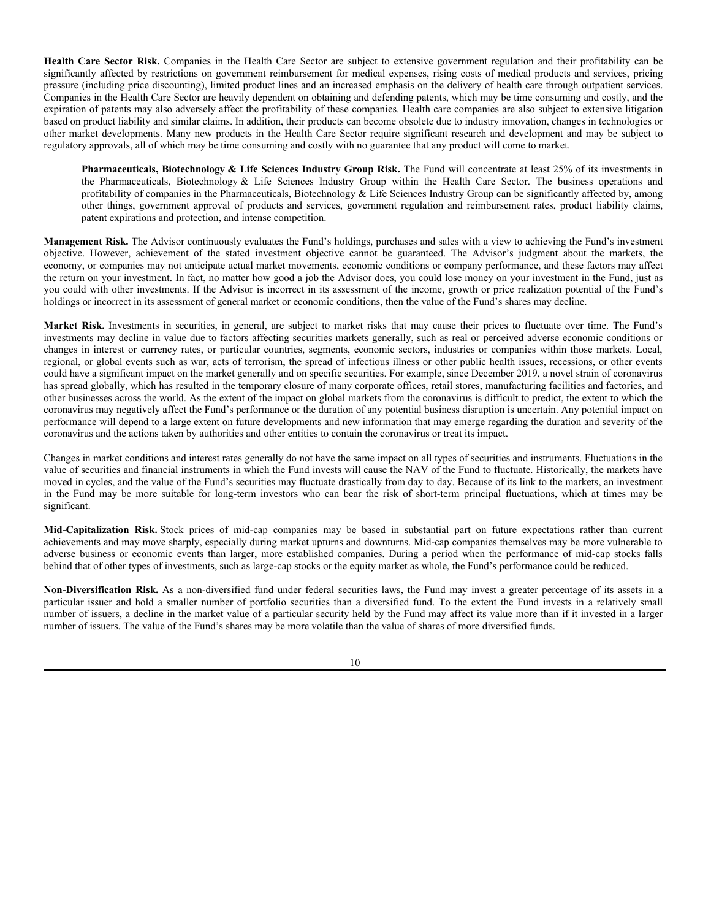**Health Care Sector Risk.** Companies in the Health Care Sector are subject to extensive government regulation and their profitability can be significantly affected by restrictions on government reimbursement for medical expenses, rising costs of medical products and services, pricing pressure (including price discounting), limited product lines and an increased emphasis on the delivery of health care through outpatient services. Companies in the Health Care Sector are heavily dependent on obtaining and defending patents, which may be time consuming and costly, and the expiration of patents may also adversely affect the profitability of these companies. Health care companies are also subject to extensive litigation based on product liability and similar claims. In addition, their products can become obsolete due to industry innovation, changes in technologies or other market developments. Many new products in the Health Care Sector require significant research and development and may be subject to regulatory approvals, all of which may be time consuming and costly with no guarantee that any product will come to market.

> **Pharmaceuticals, Biotechnology & Life Sciences Industry Group Risk.** The Fund will concentrate at least 25% of its investments in the Pharmaceuticals, Biotechnology & Life Sciences Industry Group within the Health Care Sector. The business operations and profitability of companies in the Pharmaceuticals, Biotechnology & Life Sciences Industry Group can be significantly affected by, among other things, government approval of products and services, government regulation and reimbursement rates, product liability claims, patent expirations and protection, and intense competition.

**Management Risk.** The Advisor continuously evaluates the Fund's holdings, purchases and sales with a view to achieving the Fund's investment objective. However, achievement of the stated investment objective cannot be guaranteed. The Advisor's judgment about the markets, the economy, or companies may not anticipate actual market movements, economic conditions or company performance, and these factors may affect the return on your investment. In fact, no matter how good a job the Advisor does, you could lose money on your investment in the Fund, just as you could with other investments. If the Advisor is incorrect in its assessment of the income, growth or price realization potential of the Fund's holdings or incorrect in its assessment of general market or economic conditions, then the value of the Fund's shares may decline.

**Market Risk.** Investments in securities, in general, are subject to market risks that may cause their prices to fluctuate over time. The Fund's investments may decline in value due to factors affecting securities markets generally, such as real or perceived adverse economic conditions or changes in interest or currency rates, or particular countries, segments, economic sectors, industries or companies within those markets. Local, regional, or global events such as war, acts of terrorism, the spread of infectious illness or other public health issues, recessions, or other events could have a significant impact on the market generally and on specific securities. For example, since December 2019, a novel strain of coronavirus has spread globally, which has resulted in the temporary closure of many corporate offices, retail stores, manufacturing facilities and factories, and other businesses across the world. As the extent of the impact on global markets from the coronavirus is difficult to predict, the extent to which the coronavirus may negatively affect the Fund's performance or the duration of any potential business disruption is uncertain. Any potential impact on performance will depend to a large extent on future developments and new information that may emerge regarding the duration and severity of the coronavirus and the actions taken by authorities and other entities to contain the coronavirus or treat its impact.

Changes in market conditions and interest rates generally do not have the same impact on all types of securities and instruments. Fluctuations in the value of securities and financial instruments in which the Fund invests will cause the NAV of the Fund to fluctuate. Historically, the markets have moved in cycles, and the value of the Fund's securities may fluctuate drastically from day to day. Because of its link to the markets, an investment in the Fund may be more suitable for long-term investors who can bear the risk of short-term principal fluctuations, which at times may be significant.

**Mid-Capitalization Risk.** Stock prices of mid-cap companies may be based in substantial part on future expectations rather than current achievements and may move sharply, especially during market upturns and downturns. Mid-cap companies themselves may be more vulnerable to adverse business or economic events than larger, more established companies. During a period when the performance of mid-cap stocks falls behind that of other types of investments, such as large-cap stocks or the equity market as whole, the Fund's performance could be reduced.

**Non-Diversification Risk.** As a non-diversified fund under federal securities laws, the Fund may invest a greater percentage of its assets in a particular issuer and hold a smaller number of portfolio securities than a diversified fund. To the extent the Fund invests in a relatively small number of issuers, a decline in the market value of a particular security held by the Fund may affect its value more than if it invested in a larger number of issuers. The value of the Fund's shares may be more volatile than the value of shares of more diversified funds.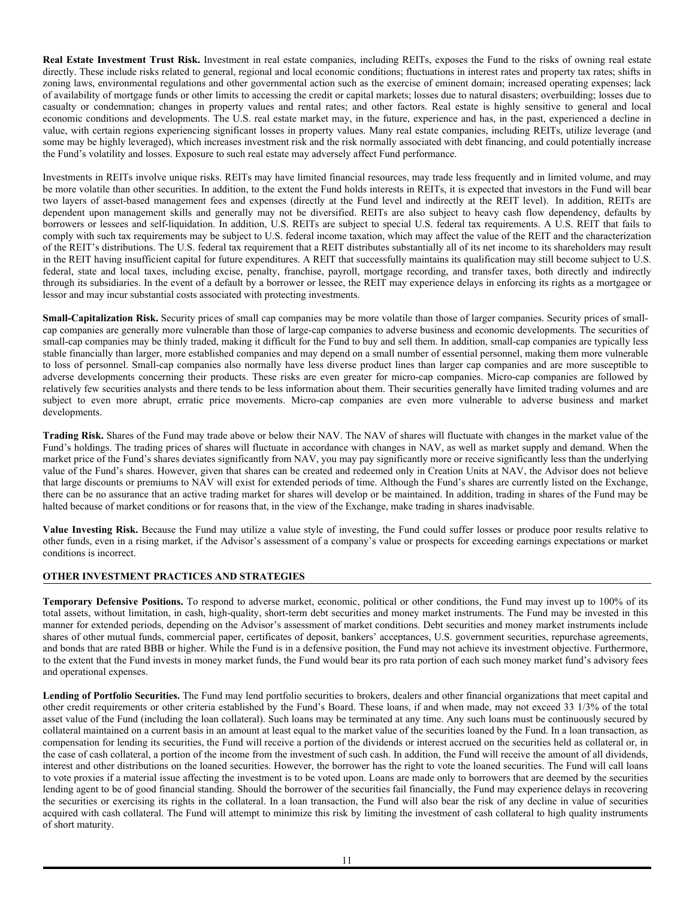**Real Estate Investment Trust Risk.** Investment in real estate companies, including REITs, exposes the Fund to the risks of owning real estate directly. These include risks related to general, regional and local economic conditions; fluctuations in interest rates and property tax rates; shifts in zoning laws, environmental regulations and other governmental action such as the exercise of eminent domain; increased operating expenses; lack of availability of mortgage funds or other limits to accessing the credit or capital markets; losses due to natural disasters; overbuilding; losses due to casualty or condemnation; changes in property values and rental rates; and other factors. Real estate is highly sensitive to general and local economic conditions and developments. The U.S. real estate market may, in the future, experience and has, in the past, experienced a decline in value, with certain regions experiencing significant losses in property values. Many real estate companies, including REITs, utilize leverage (and some may be highly leveraged), which increases investment risk and the risk normally associated with debt financing, and could potentially increase the Fund's volatility and losses. Exposure to such real estate may adversely affect Fund performance.

Investments in REITs involve unique risks. REITs may have limited financial resources, may trade less frequently and in limited volume, and may be more volatile than other securities. In addition, to the extent the Fund holds interests in REITs, it is expected that investors in the Fund will bear two layers of asset-based management fees and expenses (directly at the Fund level and indirectly at the REIT level). In addition, REITs are dependent upon management skills and generally may not be diversified. REITs are also subject to heavy cash flow dependency, defaults by borrowers or lessees and self-liquidation. In addition, U.S. REITs are subject to special U.S. federal tax requirements. A U.S. REIT that fails to comply with such tax requirements may be subject to U.S. federal income taxation, which may affect the value of the REIT and the characterization of the REIT's distributions. The U.S. federal tax requirement that a REIT distributes substantially all of its net income to its shareholders may result in the REIT having insufficient capital for future expenditures. A REIT that successfully maintains its qualification may still become subject to U.S. federal, state and local taxes, including excise, penalty, franchise, payroll, mortgage recording, and transfer taxes, both directly and indirectly through its subsidiaries. In the event of a default by a borrower or lessee, the REIT may experience delays in enforcing its rights as a mortgagee or lessor and may incur substantial costs associated with protecting investments.

**Small-Capitalization Risk.** Security prices of small cap companies may be more volatile than those of larger companies. Security prices of small-cap companies are generally more vulnerable than those of large-cap companies to adverse business and economic developments. The securities of small-cap companies may be thinly traded, making it difficult for the Fund to buy and sell them. In addition, small-cap companies are typically less stable financially than larger, more established companies and may depend on a small number of essential personnel, making them more vulnerable to loss of personnel. Small-cap companies also normally have less diverse product lines than larger cap companies and are more susceptible to adverse developments concerning their products. These risks are even greater for micro-cap companies. Micro-cap companies are followed by relatively few securities analysts and there tends to be less information about them. Their securities generally have limited trading volumes and are subject to even more abrupt, erratic price movements. Micro-cap companies are even more vulnerable to adverse business and market developments.

**Trading Risk.** Shares of the Fund may trade above or below their NAV. The NAV of shares will fluctuate with changes in the market value of the Fund's holdings. The trading prices of shares will fluctuate in accordance with changes in NAV, as well as market supply and demand. When the market price of the Fund's shares deviates significantly from NAV, you may pay significantly more or receive significantly less than the underlying value of the Fund's shares. However, given that shares can be created and redeemed only in Creation Units at NAV, the Advisor does not believe that large discounts or premiums to NAV will exist for extended periods of time. Although the Fund's shares are currently listed on the Exchange, there can be no assurance that an active trading market for shares will develop or be maintained. In addition, trading in shares of the Fund may be halted because of market conditions or for reasons that, in the view of the Exchange, make trading in shares inadvisable.

**Value Investing Risk.** Because the Fund may utilize a value style of investing, the Fund could suffer losses or produce poor results relative to other funds, even in a rising market, if the Advisor's assessment of a company's value or prospects for exceeding earnings expectations or market conditions is incorrect.

## OTHER INVESTMENT PRACTICES AND STRATEGIES

**Temporary Defensive Positions.** To respond to adverse market, economic, political or other conditions, the Fund may invest up to 100% of its total assets, without limitation, in cash, high-quality, short-term debt securities and money market instruments. The Fund may be invested in this manner for extended periods, depending on the Advisor's assessment of market conditions. Debt securities and money market instruments include shares of other mutual funds, commercial paper, certificates of deposit, bankers' acceptances, U.S. government securities, repurchase agreements, and bonds that are rated BBB or higher. While the Fund is in a defensive position, the Fund may not achieve its investment objective. Furthermore, to the extent that the Fund invests in money market funds, the Fund would bear its pro rata portion of each such money market fund's advisory fees and operational expenses.

**Lending of Portfolio Securities.** The Fund may lend portfolio securities to brokers, dealers and other financial organizations that meet capital and other credit requirements or other criteria established by the Fund's Board. These loans, if and when made, may not exceed 33 1/3% of the total asset value of the Fund (including the loan collateral). Such loans may be terminated at any time. Any such loans must be continuously secured by collateral maintained on a current basis in an amount at least equal to the market value of the securities loaned by the Fund. In a loan transaction, as compensation for lending its securities, the Fund will receive a portion of the dividends or interest accrued on the securities held as collateral or, in the case of cash collateral, a portion of the income from the investment of such cash. In addition, the Fund will receive the amount of all dividends, interest and other distributions on the loaned securities. However, the borrower has the right to vote the loaned securities. The Fund will call loans to vote proxies if a material issue affecting the investment is to be voted upon. Loans are made only to borrowers that are deemed by the securities lending agent to be of good financial standing. Should the borrower of the securities fail financially, the Fund may experience delays in recovering the securities or exercising its rights in the collateral. In a loan transaction, the Fund will also bear the risk of any decline in value of securities acquired with cash collateral. The Fund will attempt to minimize this risk by limiting the investment of cash collateral to high quality instruments of short maturity.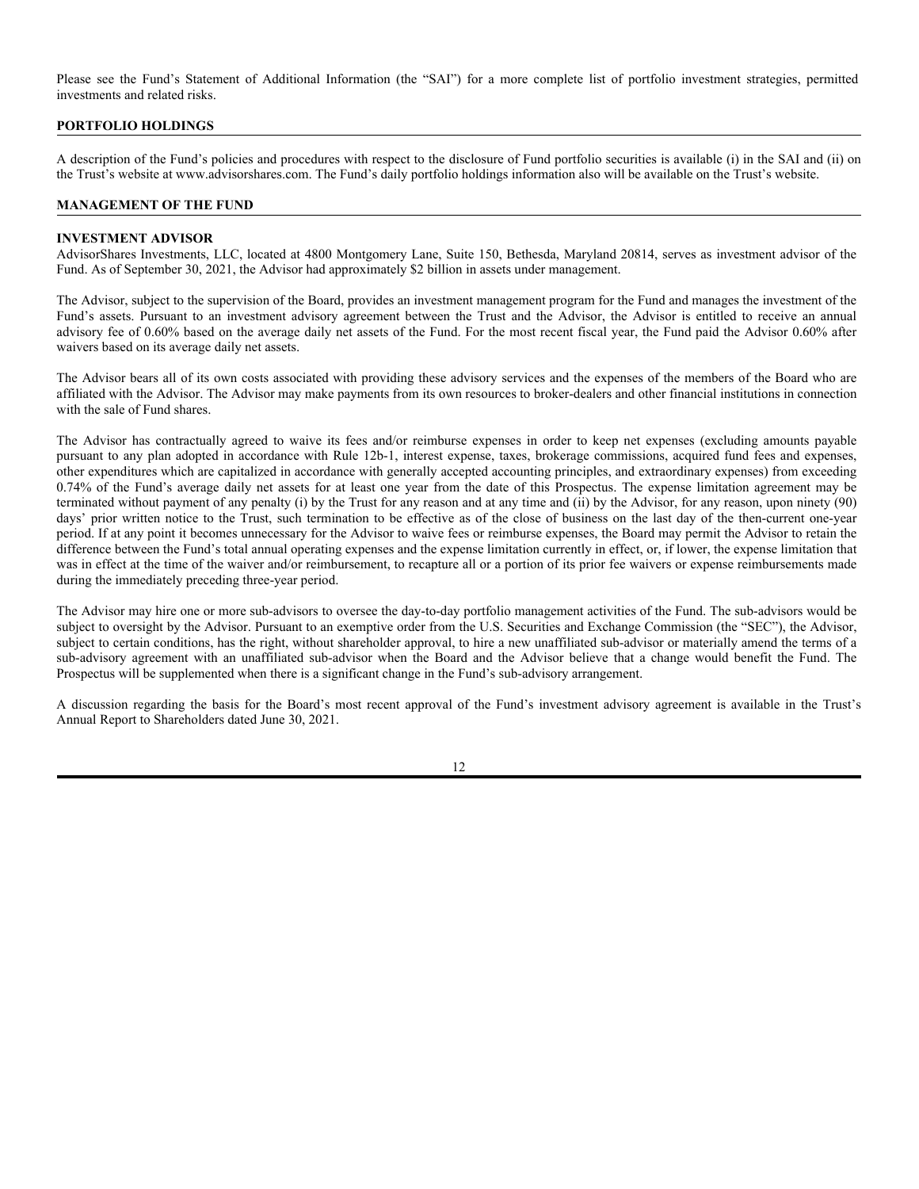Please see the Fund's Statement of Additional Information (the "SAI") for a more complete list of portfolio investment strategies, permitted investments and related risks.

## PORTFOLIO HOLDINGS

A description of the Fund's policies and procedures with respect to the disclosure of Fund portfolio securities is available (i) in the SAI and (ii) on the Trust's website at www.advisorshares.com. The Fund's daily portfolio holdings information also will be available on the Trust's website.

## MANAGEMENT OF THE FUND

### INVESTMENT ADVISOR

AdvisorShares Investments, LLC, located at 4800 Montgomery Lane, Suite 150, Bethesda, Maryland 20814, serves as investment advisor of the Fund. As of September 30, 2021, the Advisor had approximately $2 billion in assets under management.

The Advisor, subject to the supervision of the Board, provides an investment management program for the Fund and manages the investment of the Fund's assets. Pursuant to an investment advisory agreement between the Trust and the Advisor, the Advisor is entitled to receive an annual advisory fee of 0.60% based on the average daily net assets of the Fund. For the most recent fiscal year, the Fund paid the Advisor 0.60% after waivers based on its average daily net assets.

The Advisor bears all of its own costs associated with providing these advisory services and the expenses of the members of the Board who are affiliated with the Advisor. The Advisor may make payments from its own resources to broker-dealers and other financial institutions in connection with the sale of Fund shares.

The Advisor has contractually agreed to waive its fees and/or reimburse expenses in order to keep net expenses (excluding amounts payable pursuant to any plan adopted in accordance with Rule 12b-1, interest expense, taxes, brokerage commissions, acquired fund fees and expenses, other expenditures which are capitalized in accordance with generally accepted accounting principles, and extraordinary expenses) from exceeding 0.74% of the Fund's average daily net assets for at least one year from the date of this Prospectus. The expense limitation agreement may be terminated without payment of any penalty (i) by the Trust for any reason and at any time and (ii) by the Advisor, for any reason, upon ninety (90) days' prior written notice to the Trust, such termination to be effective as of the close of business on the last day of the then-current one-year period. If at any point it becomes unnecessary for the Advisor to waive fees or reimburse expenses, the Board may permit the Advisor to retain the difference between the Fund's total annual operating expenses and the expense limitation currently in effect, or, if lower, the expense limitation that was in effect at the time of the waiver and/or reimbursement, to recapture all or a portion of its prior fee waivers or expense reimbursements made during the immediately preceding three-year period.

The Advisor may hire one or more sub-advisors to oversee the day-to-day portfolio management activities of the Fund. The sub-advisors would be subject to oversight by the Advisor. Pursuant to an exemptive order from the U.S. Securities and Exchange Commission (the "SEC"), the Advisor, subject to certain conditions, has the right, without shareholder approval, to hire a new unaffiliated sub-advisor or materially amend the terms of a sub-advisory agreement with an unaffiliated sub-advisor when the Board and the Advisor believe that a change would benefit the Fund. The Prospectus will be supplemented when there is a significant change in the Fund's sub-advisory arrangement.

A discussion regarding the basis for the Board's most recent approval of the Fund's investment advisory agreement is available in the Trust's Annual Report to Shareholders dated June 30, 2021.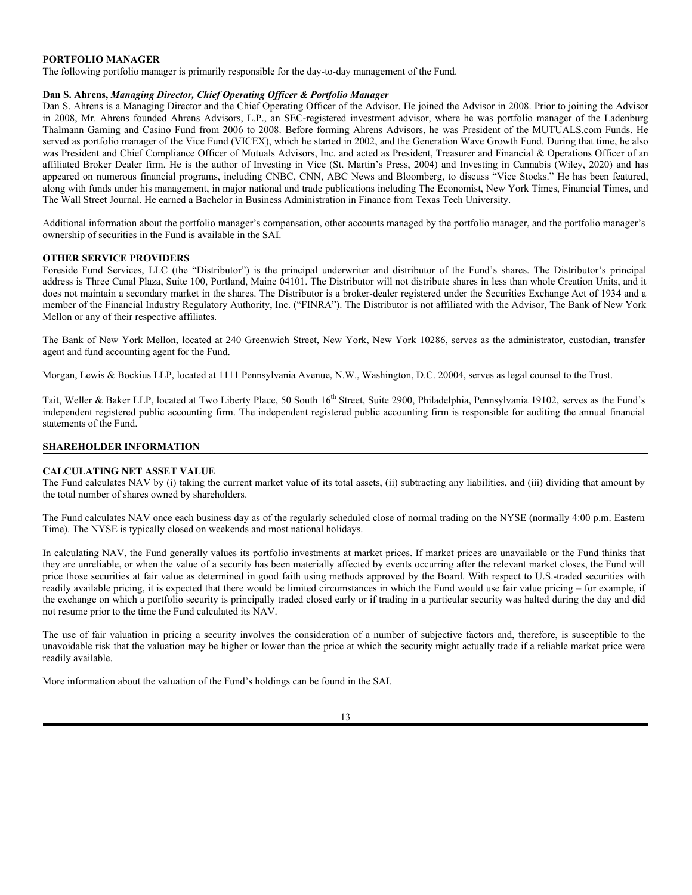## PORTFOLIO MANAGER

The following portfolio manager is primarily responsible for the day-to-day management of the Fund.

**Dan S. Ahrens,** ***Managing Director, Chief Operating Officer & Portfolio Manager***

Dan S. Ahrens is a Managing Director and the Chief Operating Officer of the Advisor. He joined the Advisor in 2008. Prior to joining the Advisor in 2008, Mr. Ahrens founded Ahrens Advisors, L.P., an SEC-registered investment advisor, where he was portfolio manager of the Ladenburg Thalmann Gaming and Casino Fund from 2006 to 2008. Before forming Ahrens Advisors, he was President of the MUTUALS.com Funds. He served as portfolio manager of the Vice Fund (VICEX), which he started in 2002, and the Generation Wave Growth Fund. During that time, he also was President and Chief Compliance Officer of Mutuals Advisors, Inc. and acted as President, Treasurer and Financial & Operations Officer of an affiliated Broker Dealer firm. He is the author of Investing in Vice (St. Martin's Press, 2004) and Investing in Cannabis (Wiley, 2020) and has appeared on numerous financial programs, including CNBC, CNN, ABC News and Bloomberg, to discuss "Vice Stocks." He has been featured, along with funds under his management, in major national and trade publications including The Economist, New York Times, Financial Times, and The Wall Street Journal. He earned a Bachelor in Business Administration in Finance from Texas Tech University.

Additional information about the portfolio manager's compensation, other accounts managed by the portfolio manager, and the portfolio manager's ownership of securities in the Fund is available in the SAI.

## OTHER SERVICE PROVIDERS

Foreside Fund Services, LLC (the "Distributor") is the principal underwriter and distributor of the Fund's shares. The Distributor's principal address is Three Canal Plaza, Suite 100, Portland, Maine 04101. The Distributor will not distribute shares in less than whole Creation Units, and it does not maintain a secondary market in the shares. The Distributor is a broker-dealer registered under the Securities Exchange Act of 1934 and a member of the Financial Industry Regulatory Authority, Inc. ("FINRA"). The Distributor is not affiliated with the Advisor, The Bank of New York Mellon or any of their respective affiliates.

The Bank of New York Mellon, located at 240 Greenwich Street, New York, New York 10286, serves as the administrator, custodian, transfer agent and fund accounting agent for the Fund.

Morgan, Lewis & Bockius LLP, located at 1111 Pennsylvania Avenue, N.W., Washington, D.C. 20004, serves as legal counsel to the Trust.

Tait, Weller & Baker LLP, located at Two Liberty Place, 50 South 16th Street, Suite 2900, Philadelphia, Pennsylvania 19102, serves as the Fund's independent registered public accounting firm. The independent registered public accounting firm is responsible for auditing the annual financial statements of the Fund.

# SHAREHOLDER INFORMATION

## CALCULATING NET ASSET VALUE

The Fund calculates NAV by (i) taking the current market value of its total assets, (ii) subtracting any liabilities, and (iii) dividing that amount by the total number of shares owned by shareholders.

The Fund calculates NAV once each business day as of the regularly scheduled close of normal trading on the NYSE (normally 4:00 p.m. Eastern Time). The NYSE is typically closed on weekends and most national holidays.

In calculating NAV, the Fund generally values its portfolio investments at market prices. If market prices are unavailable or the Fund thinks that they are unreliable, or when the value of a security has been materially affected by events occurring after the relevant market closes, the Fund will price those securities at fair value as determined in good faith using methods approved by the Board. With respect to U.S.-traded securities with readily available pricing, it is expected that there would be limited circumstances in which the Fund would use fair value pricing – for example, if the exchange on which a portfolio security is principally traded closed early or if trading in a particular security was halted during the day and did not resume prior to the time the Fund calculated its NAV.

The use of fair valuation in pricing a security involves the consideration of a number of subjective factors and, therefore, is susceptible to the unavoidable risk that the valuation may be higher or lower than the price at which the security might actually trade if a reliable market price were readily available.

More information about the valuation of the Fund's holdings can be found in the SAI.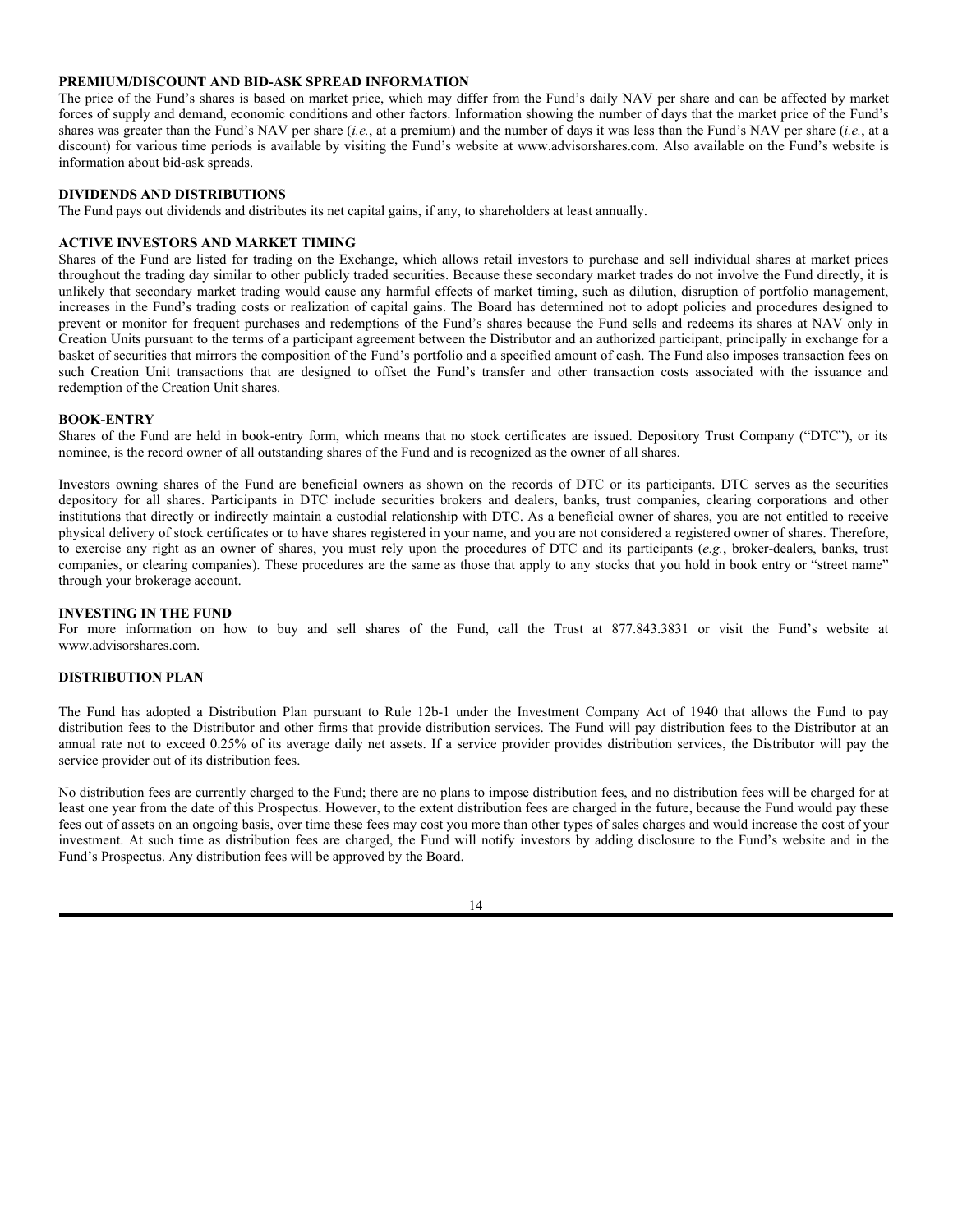### PREMIUM/DISCOUNT AND BID-ASK SPREAD INFORMATION

The price of the Fund's shares is based on market price, which may differ from the Fund's daily NAV per share and can be affected by market forces of supply and demand, economic conditions and other factors. Information showing the number of days that the market price of the Fund's shares was greater than the Fund's NAV per share (*i.e.*, at a premium) and the number of days it was less than the Fund's NAV per share (*i.e.*, at a discount) for various time periods is available by visiting the Fund's website at www.advisorshares.com. Also available on the Fund's website is information about bid-ask spreads.

### DIVIDENDS AND DISTRIBUTIONS

The Fund pays out dividends and distributes its net capital gains, if any, to shareholders at least annually.

### ACTIVE INVESTORS AND MARKET TIMING

Shares of the Fund are listed for trading on the Exchange, which allows retail investors to purchase and sell individual shares at market prices throughout the trading day similar to other publicly traded securities. Because these secondary market trades do not involve the Fund directly, it is unlikely that secondary market trading would cause any harmful effects of market timing, such as dilution, disruption of portfolio management, increases in the Fund's trading costs or realization of capital gains. The Board has determined not to adopt policies and procedures designed to prevent or monitor for frequent purchases and redemptions of the Fund's shares because the Fund sells and redeems its shares at NAV only in Creation Units pursuant to the terms of a participant agreement between the Distributor and an authorized participant, principally in exchange for a basket of securities that mirrors the composition of the Fund's portfolio and a specified amount of cash. The Fund also imposes transaction fees on such Creation Unit transactions that are designed to offset the Fund's transfer and other transaction costs associated with the issuance and redemption of the Creation Unit shares.

### BOOK-ENTRY

Shares of the Fund are held in book-entry form, which means that no stock certificates are issued. Depository Trust Company ("DTC"), or its nominee, is the record owner of all outstanding shares of the Fund and is recognized as the owner of all shares.

Investors owning shares of the Fund are beneficial owners as shown on the records of DTC or its participants. DTC serves as the securities depository for all shares. Participants in DTC include securities brokers and dealers, banks, trust companies, clearing corporations and other institutions that directly or indirectly maintain a custodial relationship with DTC. As a beneficial owner of shares, you are not entitled to receive physical delivery of stock certificates or to have shares registered in your name, and you are not considered a registered owner of shares. Therefore, to exercise any right as an owner of shares, you must rely upon the procedures of DTC and its participants (*e.g.*, broker-dealers, banks, trust companies, or clearing companies). These procedures are the same as those that apply to any stocks that you hold in book entry or "street name" through your brokerage account.

### INVESTING IN THE FUND

For more information on how to buy and sell shares of the Fund, call the Trust at 877.843.3831 or visit the Fund's website at www.advisorshares.com.

### DISTRIBUTION PLAN

The Fund has adopted a Distribution Plan pursuant to Rule 12b-1 under the Investment Company Act of 1940 that allows the Fund to pay distribution fees to the Distributor and other firms that provide distribution services. The Fund will pay distribution fees to the Distributor at an annual rate not to exceed 0.25% of its average daily net assets. If a service provider provides distribution services, the Distributor will pay the service provider out of its distribution fees.

No distribution fees are currently charged to the Fund; there are no plans to impose distribution fees, and no distribution fees will be charged for at least one year from the date of this Prospectus. However, to the extent distribution fees are charged in the future, because the Fund would pay these fees out of assets on an ongoing basis, over time these fees may cost you more than other types of sales charges and would increase the cost of your investment. At such time as distribution fees are charged, the Fund will notify investors by adding disclosure to the Fund's website and in the Fund's Prospectus. Any distribution fees will be approved by the Board.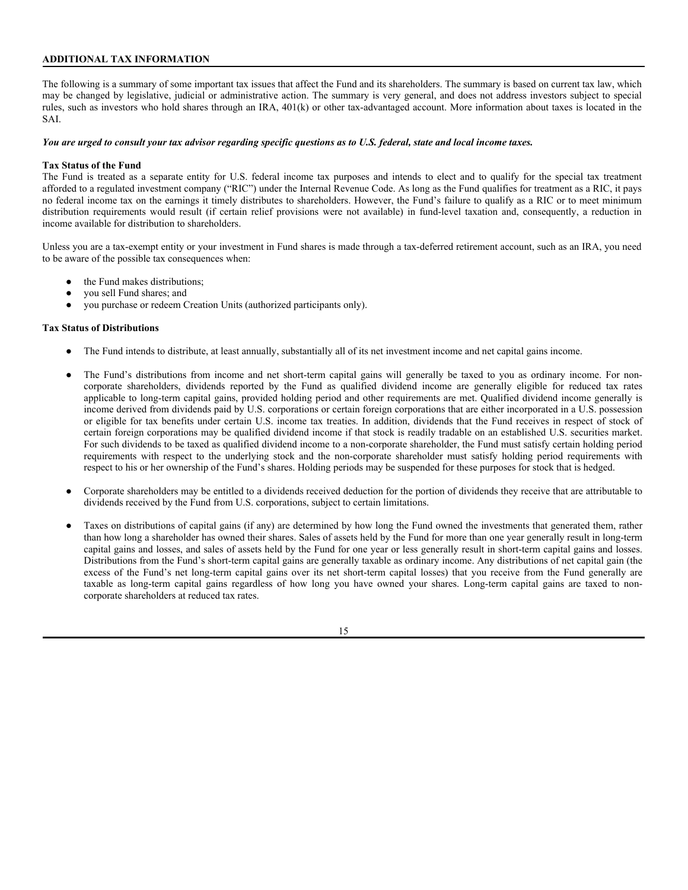## ADDITIONAL TAX INFORMATION

The following is a summary of some important tax issues that affect the Fund and its shareholders. The summary is based on current tax law, which may be changed by legislative, judicial or administrative action. The summary is very general, and does not address investors subject to special rules, such as investors who hold shares through an IRA, 401(k) or other tax-advantaged account. More information about taxes is located in the SAI.

***You are urged to consult your tax advisor regarding specific questions as to U.S. federal, state and local income taxes.***

**Tax Status of the Fund**

The Fund is treated as a separate entity for U.S. federal income tax purposes and intends to elect and to qualify for the special tax treatment afforded to a regulated investment company ("RIC") under the Internal Revenue Code. As long as the Fund qualifies for treatment as a RIC, it pays no federal income tax on the earnings it timely distributes to shareholders. However, the Fund's failure to qualify as a RIC or to meet minimum distribution requirements would result (if certain relief provisions were not available) in fund-level taxation and, consequently, a reduction in income available for distribution to shareholders.

Unless you are a tax-exempt entity or your investment in Fund shares is made through a tax-deferred retirement account, such as an IRA, you need to be aware of the possible tax consequences when:

- the Fund makes distributions;
- you sell Fund shares; and
- you purchase or redeem Creation Units (authorized participants only).

**Tax Status of Distributions**

- The Fund intends to distribute, at least annually, substantially all of its net investment income and net capital gains income.
- The Fund's distributions from income and net short-term capital gains will generally be taxed to you as ordinary income. For non-corporate shareholders, dividends reported by the Fund as qualified dividend income are generally eligible for reduced tax rates applicable to long-term capital gains, provided holding period and other requirements are met. Qualified dividend income generally is income derived from dividends paid by U.S. corporations or certain foreign corporations that are either incorporated in a U.S. possession or eligible for tax benefits under certain U.S. income tax treaties. In addition, dividends that the Fund receives in respect of stock of certain foreign corporations may be qualified dividend income if that stock is readily tradable on an established U.S. securities market. For such dividends to be taxed as qualified dividend income to a non-corporate shareholder, the Fund must satisfy certain holding period requirements with respect to the underlying stock and the non-corporate shareholder must satisfy holding period requirements with respect to his or her ownership of the Fund's shares. Holding periods may be suspended for these purposes for stock that is hedged.
- Corporate shareholders may be entitled to a dividends received deduction for the portion of dividends they receive that are attributable to dividends received by the Fund from U.S. corporations, subject to certain limitations.
- Taxes on distributions of capital gains (if any) are determined by how long the Fund owned the investments that generated them, rather than how long a shareholder has owned their shares. Sales of assets held by the Fund for more than one year generally result in long-term capital gains and losses, and sales of assets held by the Fund for one year or less generally result in short-term capital gains and losses. Distributions from the Fund's short-term capital gains are generally taxable as ordinary income. Any distributions of net capital gain (the excess of the Fund's net long-term capital gains over its net short-term capital losses) that you receive from the Fund generally are taxable as long-term capital gains regardless of how long you have owned your shares. Long-term capital gains are taxed to non-corporate shareholders at reduced tax rates.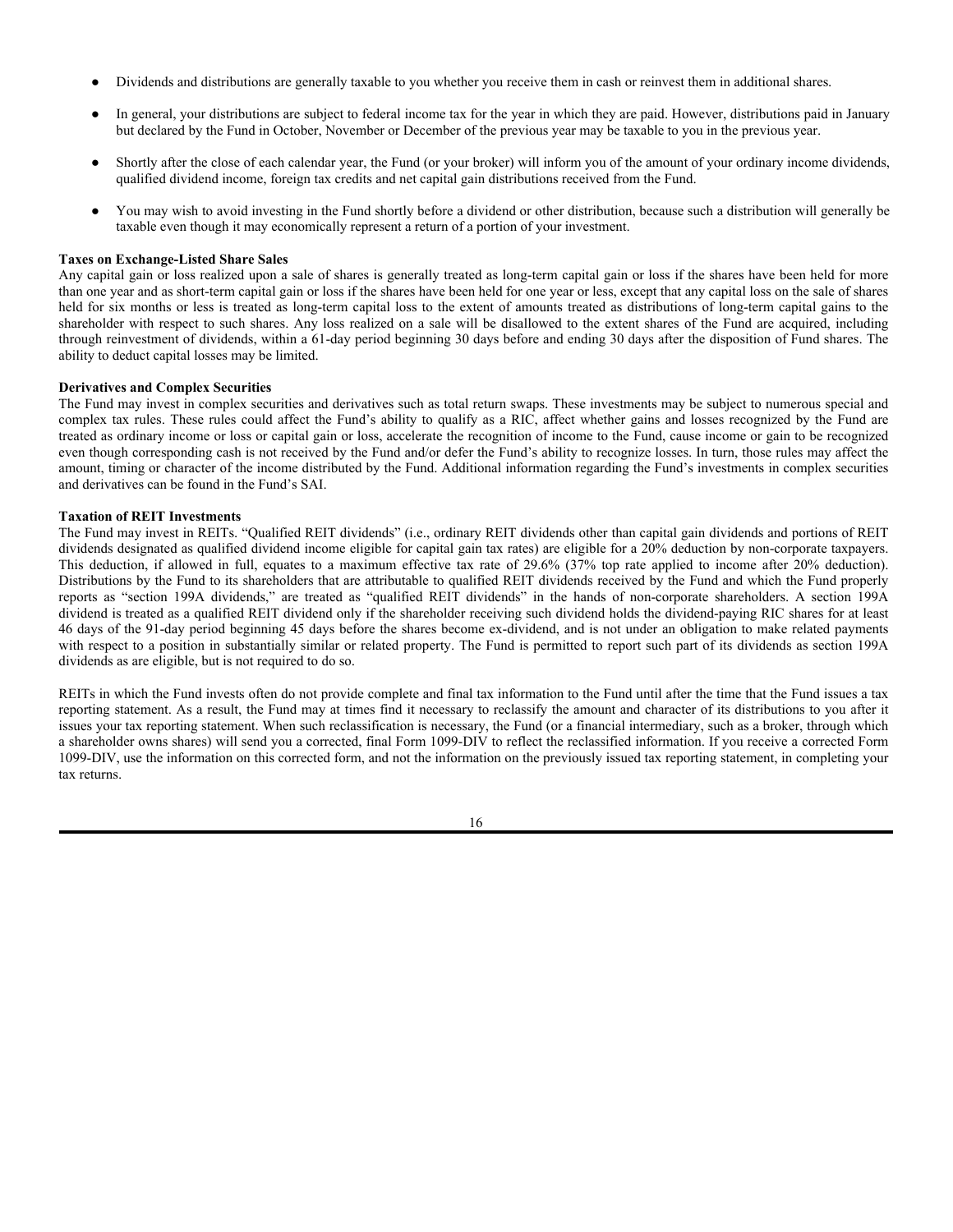- Dividends and distributions are generally taxable to you whether you receive them in cash or reinvest them in additional shares.
- In general, your distributions are subject to federal income tax for the year in which they are paid. However, distributions paid in January but declared by the Fund in October, November or December of the previous year may be taxable to you in the previous year.
- Shortly after the close of each calendar year, the Fund (or your broker) will inform you of the amount of your ordinary income dividends, qualified dividend income, foreign tax credits and net capital gain distributions received from the Fund.
- You may wish to avoid investing in the Fund shortly before a dividend or other distribution, because such a distribution will generally be taxable even though it may economically represent a return of a portion of your investment.

**Taxes on Exchange-Listed Share Sales**

Any capital gain or loss realized upon a sale of shares is generally treated as long-term capital gain or loss if the shares have been held for more than one year and as short-term capital gain or loss if the shares have been held for one year or less, except that any capital loss on the sale of shares held for six months or less is treated as long-term capital loss to the extent of amounts treated as distributions of long-term capital gains to the shareholder with respect to such shares. Any loss realized on a sale will be disallowed to the extent shares of the Fund are acquired, including through reinvestment of dividends, within a 61-day period beginning 30 days before and ending 30 days after the disposition of Fund shares. The ability to deduct capital losses may be limited.

**Derivatives and Complex Securities**

The Fund may invest in complex securities and derivatives such as total return swaps. These investments may be subject to numerous special and complex tax rules. These rules could affect the Fund's ability to qualify as a RIC, affect whether gains and losses recognized by the Fund are treated as ordinary income or loss or capital gain or loss, accelerate the recognition of income to the Fund, cause income or gain to be recognized even though corresponding cash is not received by the Fund and/or defer the Fund's ability to recognize losses. In turn, those rules may affect the amount, timing or character of the income distributed by the Fund. Additional information regarding the Fund's investments in complex securities and derivatives can be found in the Fund's SAI.

**Taxation of REIT Investments**

The Fund may invest in REITs. "Qualified REIT dividends" (i.e., ordinary REIT dividends other than capital gain dividends and portions of REIT dividends designated as qualified dividend income eligible for capital gain tax rates) are eligible for a 20% deduction by non-corporate taxpayers. This deduction, if allowed in full, equates to a maximum effective tax rate of 29.6% (37% top rate applied to income after 20% deduction). Distributions by the Fund to its shareholders that are attributable to qualified REIT dividends received by the Fund and which the Fund properly reports as "section 199A dividends," are treated as "qualified REIT dividends" in the hands of non-corporate shareholders. A section 199A dividend is treated as a qualified REIT dividend only if the shareholder receiving such dividend holds the dividend-paying RIC shares for at least 46 days of the 91-day period beginning 45 days before the shares become ex-dividend, and is not under an obligation to make related payments with respect to a position in substantially similar or related property. The Fund is permitted to report such part of its dividends as section 199A dividends as are eligible, but is not required to do so.

REITs in which the Fund invests often do not provide complete and final tax information to the Fund until after the time that the Fund issues a tax reporting statement. As a result, the Fund may at times find it necessary to reclassify the amount and character of its distributions to you after it issues your tax reporting statement. When such reclassification is necessary, the Fund (or a financial intermediary, such as a broker, through which a shareholder owns shares) will send you a corrected, final Form 1099-DIV to reflect the reclassified information. If you receive a corrected Form 1099-DIV, use the information on this corrected form, and not the information on the previously issued tax reporting statement, in completing your tax returns.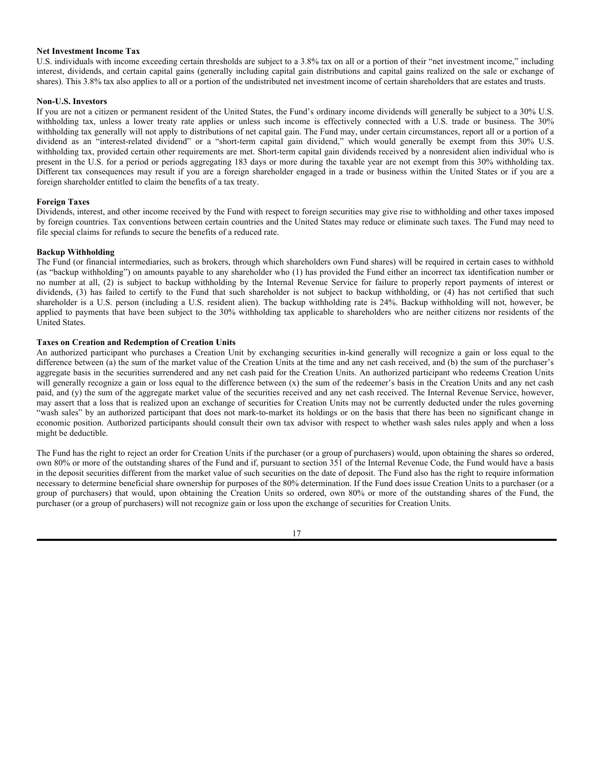**Net Investment Income Tax**

U.S. individuals with income exceeding certain thresholds are subject to a 3.8% tax on all or a portion of their "net investment income," including interest, dividends, and certain capital gains (generally including capital gain distributions and capital gains realized on the sale or exchange of shares). This 3.8% tax also applies to all or a portion of the undistributed net investment income of certain shareholders that are estates and trusts.

**Non-U.S. Investors**

If you are not a citizen or permanent resident of the United States, the Fund's ordinary income dividends will generally be subject to a 30% U.S. withholding tax, unless a lower treaty rate applies or unless such income is effectively connected with a U.S. trade or business. The 30% withholding tax generally will not apply to distributions of net capital gain. The Fund may, under certain circumstances, report all or a portion of a dividend as an "interest-related dividend" or a "short-term capital gain dividend," which would generally be exempt from this 30% U.S. withholding tax, provided certain other requirements are met. Short-term capital gain dividends received by a nonresident alien individual who is present in the U.S. for a period or periods aggregating 183 days or more during the taxable year are not exempt from this 30% withholding tax. Different tax consequences may result if you are a foreign shareholder engaged in a trade or business within the United States or if you are a foreign shareholder entitled to claim the benefits of a tax treaty.

**Foreign Taxes**

Dividends, interest, and other income received by the Fund with respect to foreign securities may give rise to withholding and other taxes imposed by foreign countries. Tax conventions between certain countries and the United States may reduce or eliminate such taxes. The Fund may need to file special claims for refunds to secure the benefits of a reduced rate.

**Backup Withholding**

The Fund (or financial intermediaries, such as brokers, through which shareholders own Fund shares) will be required in certain cases to withhold (as "backup withholding") on amounts payable to any shareholder who (1) has provided the Fund either an incorrect tax identification number or no number at all, (2) is subject to backup withholding by the Internal Revenue Service for failure to properly report payments of interest or dividends, (3) has failed to certify to the Fund that such shareholder is not subject to backup withholding, or (4) has not certified that such shareholder is a U.S. person (including a U.S. resident alien). The backup withholding rate is 24%. Backup withholding will not, however, be applied to payments that have been subject to the 30% withholding tax applicable to shareholders who are neither citizens nor residents of the United States.

**Taxes on Creation and Redemption of Creation Units**

An authorized participant who purchases a Creation Unit by exchanging securities in-kind generally will recognize a gain or loss equal to the difference between (a) the sum of the market value of the Creation Units at the time and any net cash received, and (b) the sum of the purchaser's aggregate basis in the securities surrendered and any net cash paid for the Creation Units. An authorized participant who redeems Creation Units will generally recognize a gain or loss equal to the difference between (x) the sum of the redeemer's basis in the Creation Units and any net cash paid, and (y) the sum of the aggregate market value of the securities received and any net cash received. The Internal Revenue Service, however, may assert that a loss that is realized upon an exchange of securities for Creation Units may not be currently deducted under the rules governing "wash sales" by an authorized participant that does not mark-to-market its holdings or on the basis that there has been no significant change in economic position. Authorized participants should consult their own tax advisor with respect to whether wash sales rules apply and when a loss might be deductible.

The Fund has the right to reject an order for Creation Units if the purchaser (or a group of purchasers) would, upon obtaining the shares so ordered, own 80% or more of the outstanding shares of the Fund and if, pursuant to section 351 of the Internal Revenue Code, the Fund would have a basis in the deposit securities different from the market value of such securities on the date of deposit. The Fund also has the right to require information necessary to determine beneficial share ownership for purposes of the 80% determination. If the Fund does issue Creation Units to a purchaser (or a group of purchasers) that would, upon obtaining the Creation Units so ordered, own 80% or more of the outstanding shares of the Fund, the purchaser (or a group of purchasers) will not recognize gain or loss upon the exchange of securities for Creation Units.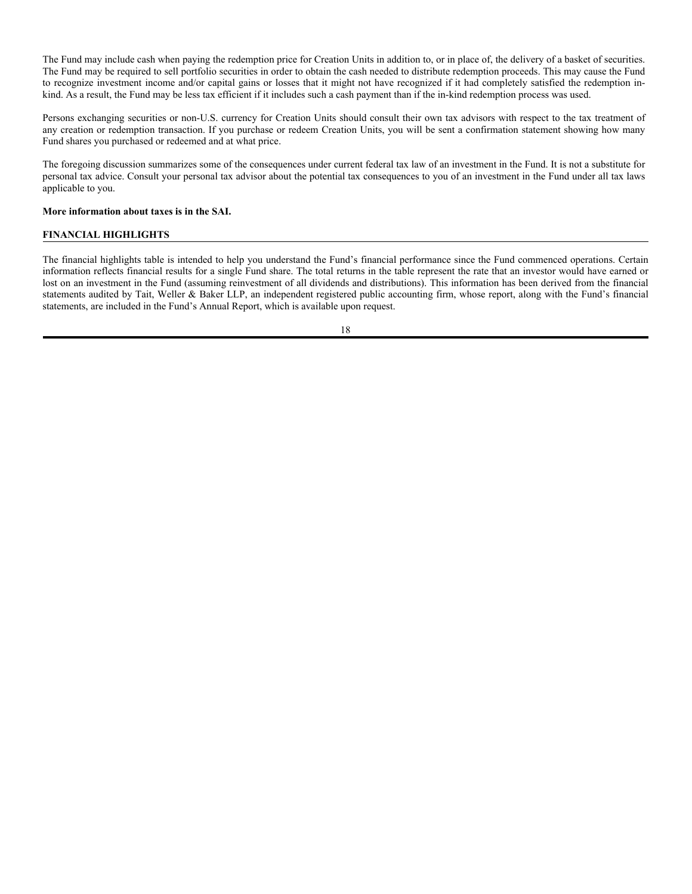The Fund may include cash when paying the redemption price for Creation Units in addition to, or in place of, the delivery of a basket of securities. The Fund may be required to sell portfolio securities in order to obtain the cash needed to distribute redemption proceeds. This may cause the Fund to recognize investment income and/or capital gains or losses that it might not have recognized if it had completely satisfied the redemption in-kind. As a result, the Fund may be less tax efficient if it includes such a cash payment than if the in-kind redemption process was used.

Persons exchanging securities or non-U.S. currency for Creation Units should consult their own tax advisors with respect to the tax treatment of any creation or redemption transaction. If you purchase or redeem Creation Units, you will be sent a confirmation statement showing how many Fund shares you purchased or redeemed and at what price.

The foregoing discussion summarizes some of the consequences under current federal tax law of an investment in the Fund. It is not a substitute for personal tax advice. Consult your personal tax advisor about the potential tax consequences to you of an investment in the Fund under all tax laws applicable to you.

**More information about taxes is in the SAI.**

## FINANCIAL HIGHLIGHTS

The financial highlights table is intended to help you understand the Fund's financial performance since the Fund commenced operations. Certain information reflects financial results for a single Fund share. The total returns in the table represent the rate that an investor would have earned or lost on an investment in the Fund (assuming reinvestment of all dividends and distributions). This information has been derived from the financial statements audited by Tait, Weller & Baker LLP, an independent registered public accounting firm, whose report, along with the Fund's financial statements, are included in the Fund's Annual Report, which is available upon request.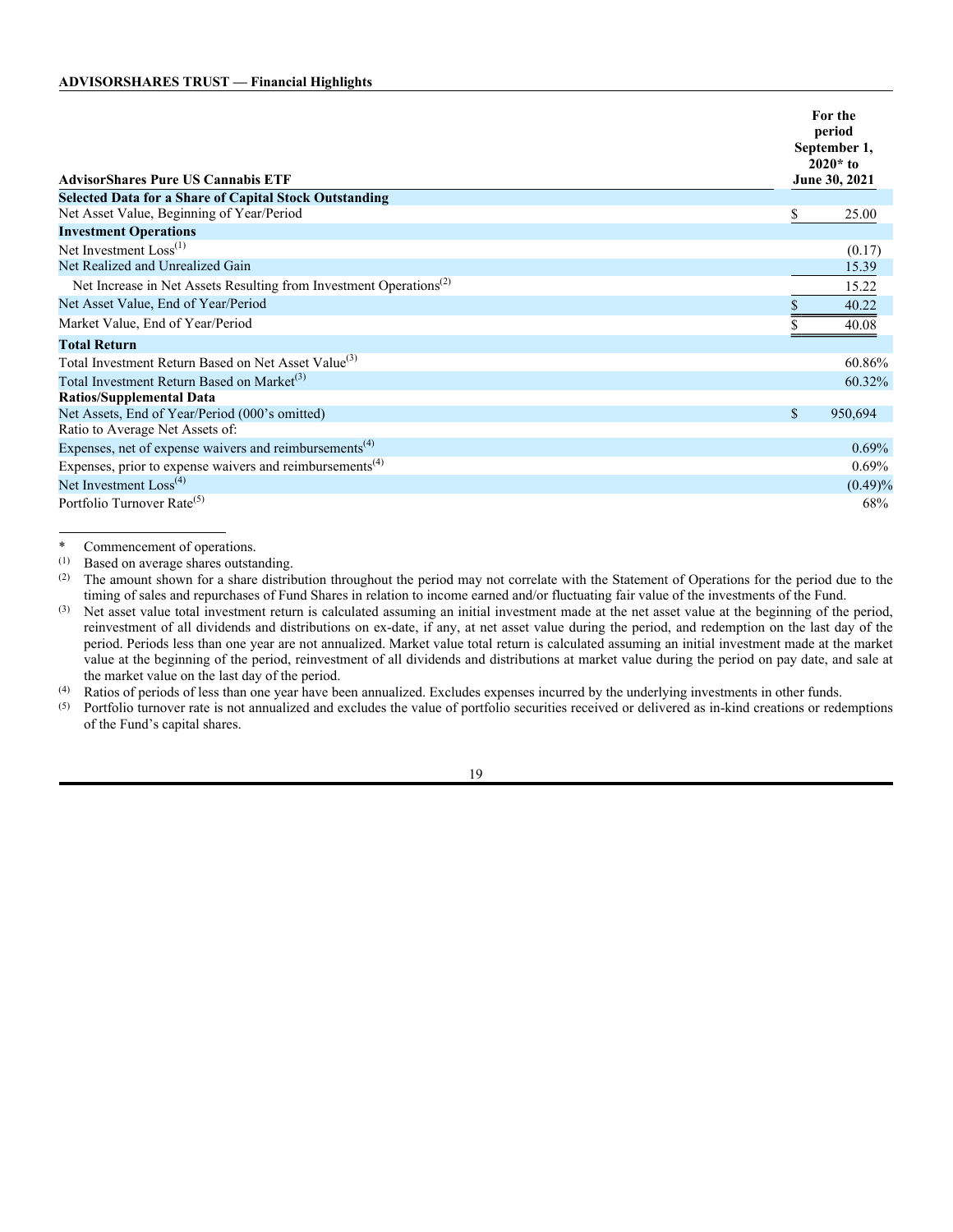**ADVISORSHARES TRUST — Financial Highlights**

| AdvisorShares Pure US Cannabis ETF | For the period September 1, 2020* to June 30, 2021 |
|---|---|
| **Selected Data for a Share of Capital Stock Outstanding** | |
| Net Asset Value, Beginning of Year/Period | $ 25.00 |
| **Investment Operations** | |
| Net Investment Loss[(1)] | (0.17) |
| Net Realized and Unrealized Gain | 15.39 |
| Net Increase in Net Assets Resulting from Investment Operations[(2)] | 15.22 |
| Net Asset Value, End of Year/Period | $ 40.22 |
| Market Value, End of Year/Period | $ 40.08 |
| **Total Return** | |
| Total Investment Return Based on Net Asset Value[(3)] | 60.86% |
| Total Investment Return Based on Market[(3)] | 60.32% |
| **Ratios/Supplemental Data** | |
| Net Assets, End of Year/Period (000's omitted) | $ 950,694 |
| Ratio to Average Net Assets of: | |
| Expenses, net of expense waivers and reimbursements[(4)] | 0.69% |
| Expenses, prior to expense waivers and reimbursements[(4)] | 0.69% |
| Net Investment Loss[(4)] | (0.49)% |
| Portfolio Turnover Rate[(5)] | 68% |

\* Commencement of operations.

(1) Based on average shares outstanding.

(2) The amount shown for a share distribution throughout the period may not correlate with the Statement of Operations for the period due to the timing of sales and repurchases of Fund Shares in relation to income earned and/or fluctuating fair value of the investments of the Fund.

(3) Net asset value total investment return is calculated assuming an initial investment made at the net asset value at the beginning of the period, reinvestment of all dividends and distributions on ex-date, if any, at net asset value during the period, and redemption on the last day of the period. Periods less than one year are not annualized. Market value total return is calculated assuming an initial investment made at the market value at the beginning of the period, reinvestment of all dividends and distributions at market value during the period on pay date, and sale at the market value on the last day of the period.

(4) Ratios of periods of less than one year have been annualized. Excludes expenses incurred by the underlying investments in other funds.

(5) Portfolio turnover rate is not annualized and excludes the value of portfolio securities received or delivered as in-kind creations or redemptions of the Fund's capital shares.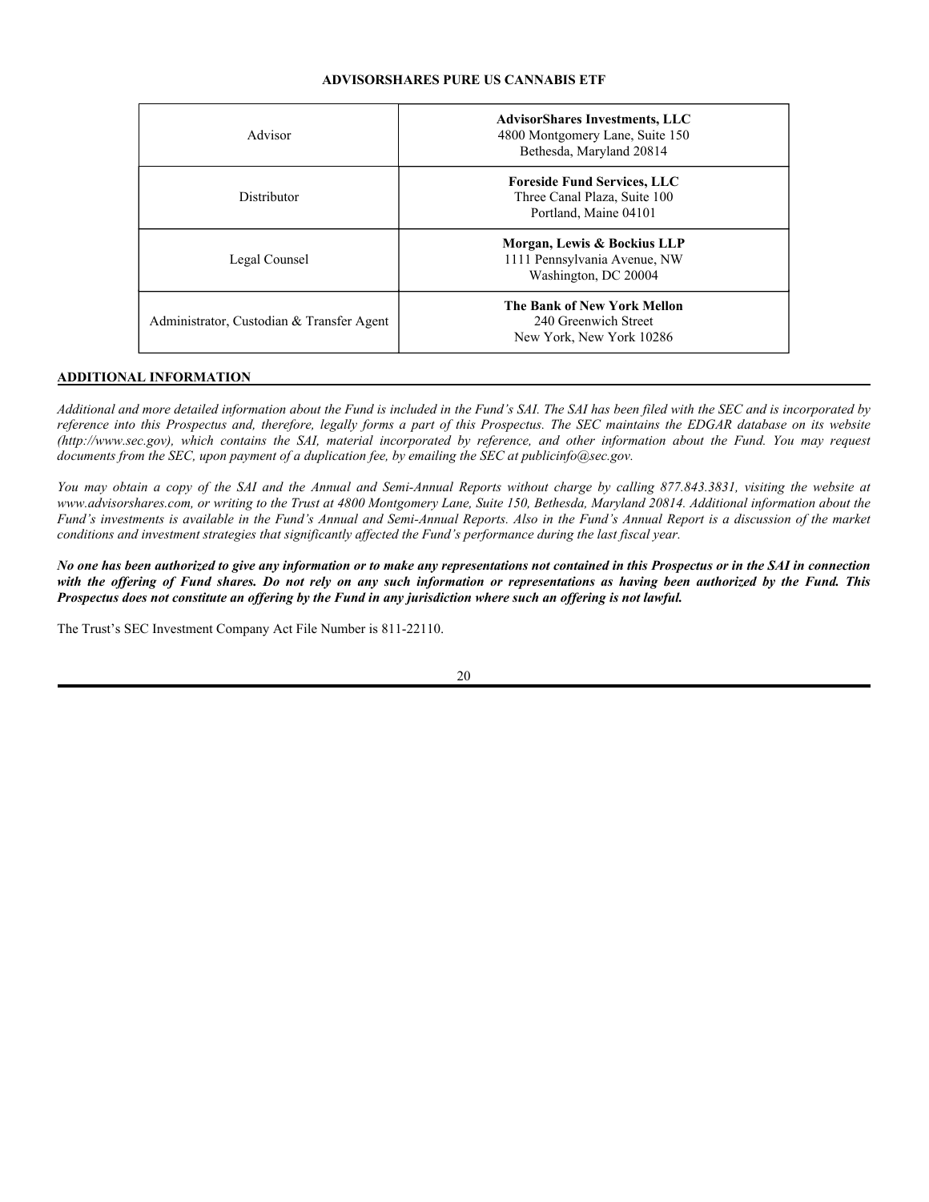**ADVISORSHARES PURE US CANNABIS ETF**

| | |
|---|---|
| Advisor | **AdvisorShares Investments, LLC**<br>4800 Montgomery Lane, Suite 150<br>Bethesda, Maryland 20814 |
| Distributor | **Foreside Fund Services, LLC**<br>Three Canal Plaza, Suite 100<br>Portland, Maine 04101 |
| Legal Counsel | **Morgan, Lewis & Bockius LLP**<br>1111 Pennsylvania Avenue, NW<br>Washington, DC 20004 |
| Administrator, Custodian & Transfer Agent | **The Bank of New York Mellon**<br>240 Greenwich Street<br>New York, New York 10286 |

## ADDITIONAL INFORMATION

*Additional and more detailed information about the Fund is included in the Fund's SAI. The SAI has been filed with the SEC and is incorporated by reference into this Prospectus and, therefore, legally forms a part of this Prospectus. The SEC maintains the EDGAR database on its website (http://www.sec.gov), which contains the SAI, material incorporated by reference, and other information about the Fund. You may request documents from the SEC, upon payment of a duplication fee, by emailing the SEC at publicinfo@sec.gov.*

*You may obtain a copy of the SAI and the Annual and Semi-Annual Reports without charge by calling 877.843.3831, visiting the website at www.advisorshares.com, or writing to the Trust at 4800 Montgomery Lane, Suite 150, Bethesda, Maryland 20814. Additional information about the Fund's investments is available in the Fund's Annual and Semi-Annual Reports. Also in the Fund's Annual Report is a discussion of the market conditions and investment strategies that significantly affected the Fund's performance during the last fiscal year.*

***No one has been authorized to give any information or to make any representations not contained in this Prospectus or in the SAI in connection with the offering of Fund shares. Do not rely on any such information or representations as having been authorized by the Fund. This Prospectus does not constitute an offering by the Fund in any jurisdiction where such an offering is not lawful.***

The Trust's SEC Investment Company Act File Number is 811-22110.